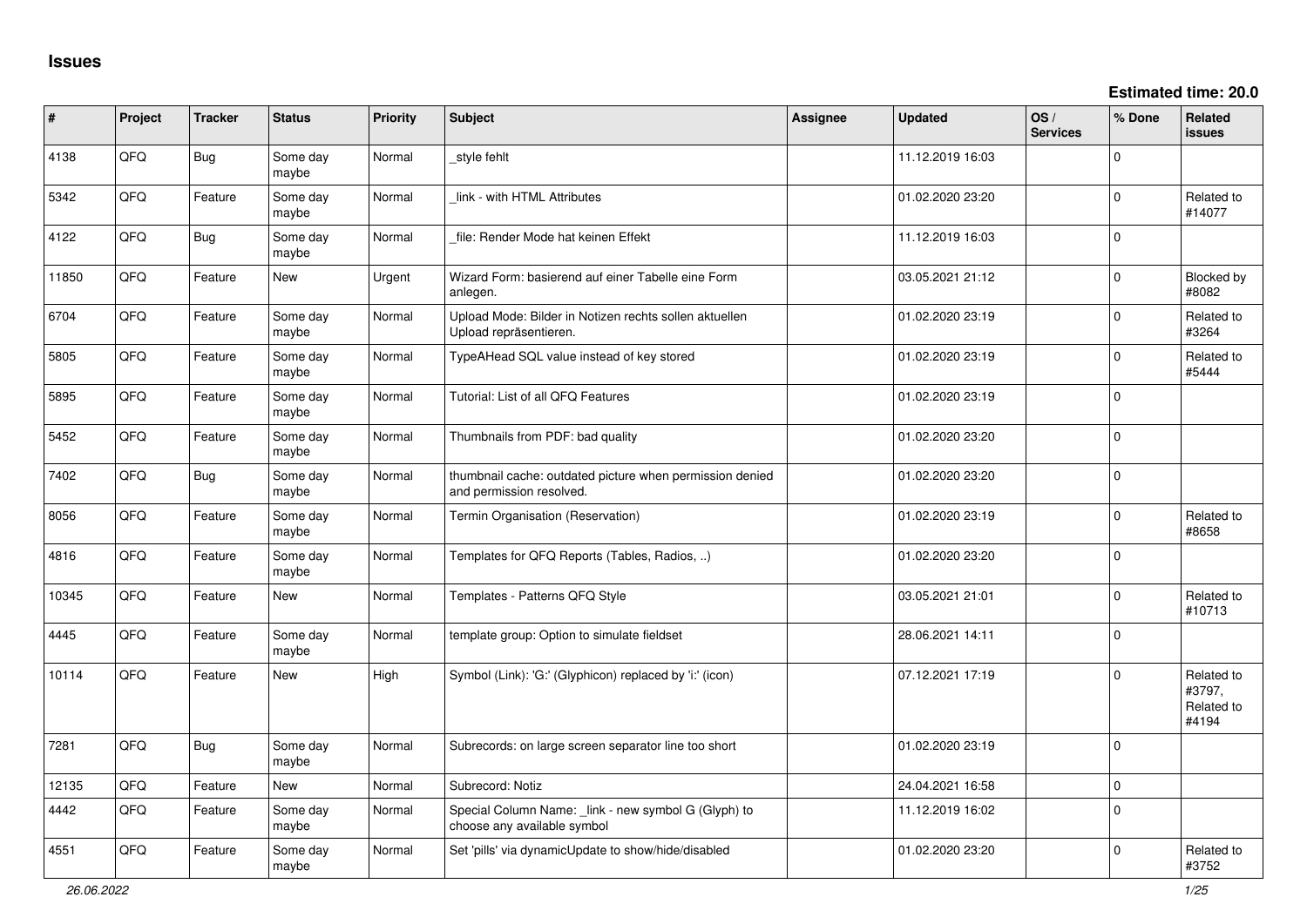## Issues

**Estimated time: 20.0**

| # | Project | Tracker | Status | Priority | Subject | Assignee | Updated | OS / Services | % Done | Related issues |
|---|---|---|---|---|---|---|---|---|---|---|
| 4138 | QFO | Bug | Some day maybe | Normal | _style fehlt | | 11.12.2019 16:03 | | 0 | |
| 5342 | QFO | Feature | Some day maybe | Normal | _link - with HTML Attributes | | 01.02.2020 23:20 | | 0 | Related to #14077 |
| 4122 | QFO | Bug | Some day maybe | Normal | _file: Render Mode hat keinen Effekt | | 11.12.2019 16:03 | | 0 | |
| 11850 | QFO | Feature | New | Urgent | Wizard Form: basierend auf einer Tabelle eine Form anlegen. | | 03.05.2021 21:12 | | 0 | Blocked by #8082 |
| 6704 | QFO | Feature | Some day maybe | Normal | Upload Mode: Bilder in Notizen rechts sollen aktuellen Upload repräsentieren. | | 01.02.2020 23:19 | | 0 | Related to #3264 |
| 5805 | QFO | Feature | Some day maybe | Normal | TypeAHead SQL value instead of key stored | | 01.02.2020 23:19 | | 0 | Related to #5444 |
| 5895 | QFO | Feature | Some day maybe | Normal | Tutorial: List of all QFQ Features | | 01.02.2020 23:19 | | 0 | |
| 5452 | QFO | Feature | Some day maybe | Normal | Thumbnails from PDF: bad quality | | 01.02.2020 23:20 | | 0 | |
| 7402 | QFO | Bug | Some day maybe | Normal | thumbnail cache: outdated picture when permission denied and permission resolved. | | 01.02.2020 23:20 | | 0 | |
| 8056 | QFO | Feature | Some day maybe | Normal | Termin Organisation (Reservation) | | 01.02.2020 23:19 | | 0 | Related to #8658 |
| 4816 | QFO | Feature | Some day maybe | Normal | Templates for QFQ Reports (Tables, Radios, ..) | | 01.02.2020 23:20 | | 0 | |
| 10345 | QFO | Feature | New | Normal | Templates - Patterns QFQ Style | | 03.05.2021 21:01 | | 0 | Related to #10713 |
| 4445 | QFO | Feature | Some day maybe | Normal | template group: Option to simulate fieldset | | 28.06.2021 14:11 | | 0 | |
| 10114 | QFO | Feature | New | High | Symbol (Link): 'G:' (Glyphicon) replaced by 'i:' (icon) | | 07.12.2021 17:19 | | 0 | Related to #3797, Related to #4194 |
| 7281 | QFO | Bug | Some day maybe | Normal | Subrecords: on large screen separator line too short | | 01.02.2020 23:19 | | 0 | |
| 12135 | QFO | Feature | New | Normal | Subrecord: Notiz | | 24.04.2021 16:58 | | 0 | |
| 4442 | QFO | Feature | Some day maybe | Normal | Special Column Name: _link - new symbol G (Glyph) to choose any available symbol | | 11.12.2019 16:02 | | 0 | |
| 4551 | QFO | Feature | Some day maybe | Normal | Set 'pills' via dynamicUpdate to show/hide/disabled | | 01.02.2020 23:20 | | 0 | Related to #3752 |

*26.06.2022*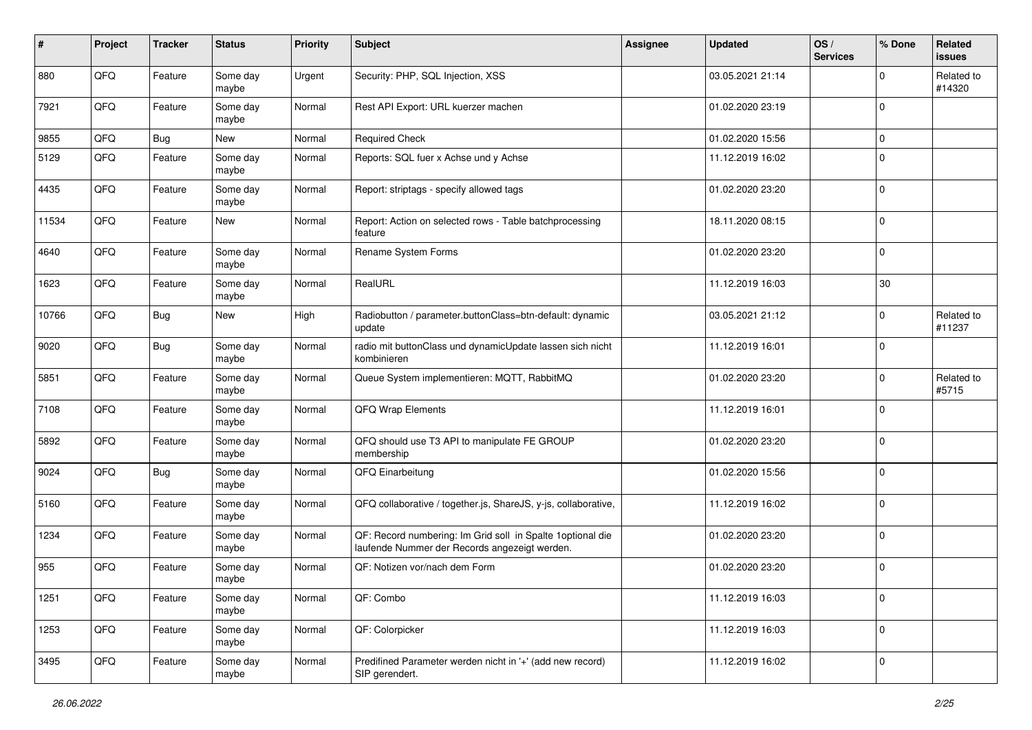| # | Project | Tracker | Status | Priority | Subject | Assignee | Updated | OS / Services | % Done | Related issues |
|---|---|---|---|---|---|---|---|---|---|---|
| 880 | QFQ | Feature | Some day maybe | Urgent | Security: PHP, SQL Injection, XSS | | 03.05.2021 21:14 | | 0 | Related to #14320 |
| 7921 | QFQ | Feature | Some day maybe | Normal | Rest API Export: URL kuerzer machen | | 01.02.2020 23:19 | | 0 | |
| 9855 | QFQ | Bug | New | Normal | Required Check | | 01.02.2020 15:56 | | 0 | |
| 5129 | QFQ | Feature | Some day maybe | Normal | Reports: SQL fuer x Achse und y Achse | | 11.12.2019 16:02 | | 0 | |
| 4435 | QFQ | Feature | Some day maybe | Normal | Report: striptags - specify allowed tags | | 01.02.2020 23:20 | | 0 | |
| 11534 | QFQ | Feature | New | Normal | Report: Action on selected rows - Table batchprocessing feature | | 18.11.2020 08:15 | | 0 | |
| 4640 | QFQ | Feature | Some day maybe | Normal | Rename System Forms | | 01.02.2020 23:20 | | 0 | |
| 1623 | QFQ | Feature | Some day maybe | Normal | RealURL | | 11.12.2019 16:03 | | 30 | |
| 10766 | QFQ | Bug | New | High | Radiobutton / parameter.buttonClass=btn-default: dynamic update | | 03.05.2021 21:12 | | 0 | Related to #11237 |
| 9020 | QFQ | Bug | Some day maybe | Normal | radio mit buttonClass und dynamicUpdate lassen sich nicht kombinieren | | 11.12.2019 16:01 | | 0 | |
| 5851 | QFQ | Feature | Some day maybe | Normal | Queue System implementieren: MQTT, RabbitMQ | | 01.02.2020 23:20 | | 0 | Related to #5715 |
| 7108 | QFQ | Feature | Some day maybe | Normal | QFQ Wrap Elements | | 11.12.2019 16:01 | | 0 | |
| 5892 | QFQ | Feature | Some day maybe | Normal | QFQ should use T3 API to manipulate FE GROUP membership | | 01.02.2020 23:20 | | 0 | |
| 9024 | QFQ | Bug | Some day maybe | Normal | QFQ Einarbeitung | | 01.02.2020 15:56 | | 0 | |
| 5160 | QFQ | Feature | Some day maybe | Normal | QFQ collaborative / together.js, ShareJS, y-js, collaborative, | | 11.12.2019 16:02 | | 0 | |
| 1234 | QFQ | Feature | Some day maybe | Normal | QF: Record numbering: Im Grid soll in Spalte 1optional die laufende Nummer der Records angezeigt werden. | | 01.02.2020 23:20 | | 0 | |
| 955 | QFQ | Feature | Some day maybe | Normal | QF: Notizen vor/nach dem Form | | 01.02.2020 23:20 | | 0 | |
| 1251 | QFQ | Feature | Some day maybe | Normal | QF: Combo | | 11.12.2019 16:03 | | 0 | |
| 1253 | QFQ | Feature | Some day maybe | Normal | QF: Colorpicker | | 11.12.2019 16:03 | | 0 | |
| 3495 | QFQ | Feature | Some day maybe | Normal | Predifined Parameter werden nicht in '+' (add new record) SIP gerendert. | | 11.12.2019 16:02 | | 0 | |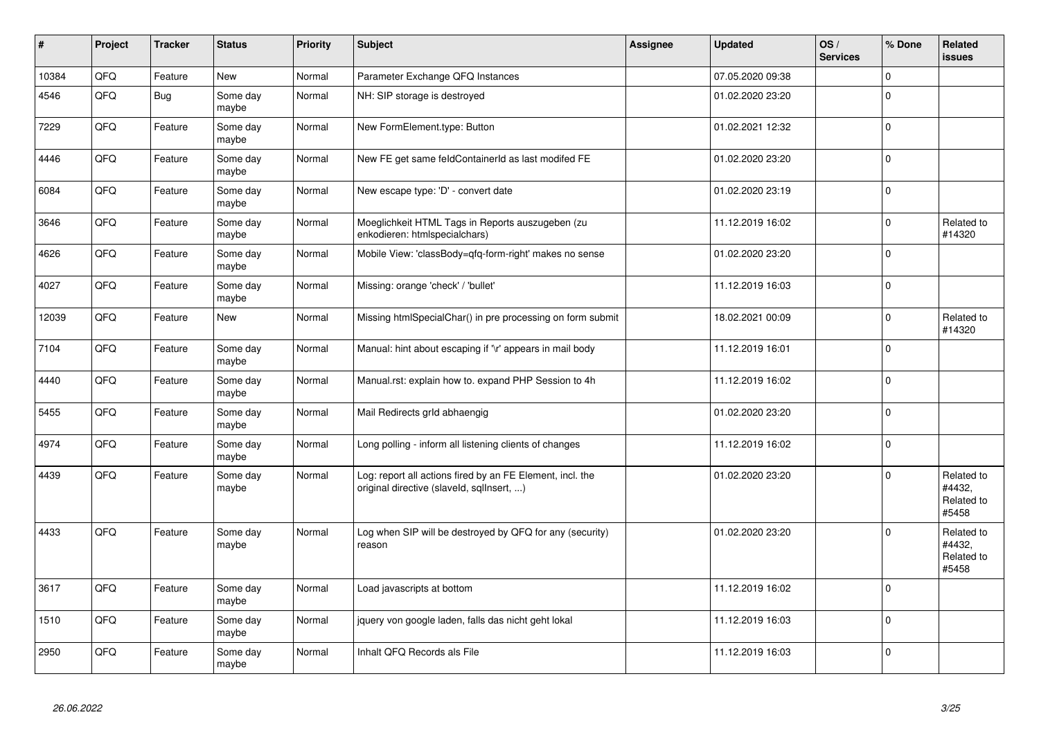| # | Project | Tracker | Status | Priority | Subject | Assignee | Updated | OS / Services | % Done | Related issues |
|---|---|---|---|---|---|---|---|---|---|---|
| 10384 | QFQ | Feature | New | Normal | Parameter Exchange QFQ Instances | | 07.05.2020 09:38 | | 0 | |
| 4546 | QFQ | Bug | Some day maybe | Normal | NH: SIP storage is destroyed | | 01.02.2020 23:20 | | 0 | |
| 7229 | QFQ | Feature | Some day maybe | Normal | New FormElement.type: Button | | 01.02.2021 12:32 | | 0 | |
| 4446 | QFQ | Feature | Some day maybe | Normal | New FE get same feldContainerId as last modifed FE | | 01.02.2020 23:20 | | 0 | |
| 6084 | QFQ | Feature | Some day maybe | Normal | New escape type: 'D' - convert date | | 01.02.2020 23:19 | | 0 | |
| 3646 | QFQ | Feature | Some day maybe | Normal | Moeglichkeit HTML Tags in Reports auszugeben (zu enkodieren: htmlspecialchars) | | 11.12.2019 16:02 | | 0 | Related to #14320 |
| 4626 | QFQ | Feature | Some day maybe | Normal | Mobile View: 'classBody=qfq-form-right' makes no sense | | 01.02.2020 23:20 | | 0 | |
| 4027 | QFQ | Feature | Some day maybe | Normal | Missing: orange 'check' / 'bullet' | | 11.12.2019 16:03 | | 0 | |
| 12039 | QFQ | Feature | New | Normal | Missing htmlSpecialChar() in pre processing on form submit | | 18.02.2021 00:09 | | 0 | Related to #14320 |
| 7104 | QFQ | Feature | Some day maybe | Normal | Manual: hint about escaping if '\r' appears in mail body | | 11.12.2019 16:01 | | 0 | |
| 4440 | QFQ | Feature | Some day maybe | Normal | Manual.rst: explain how to. expand PHP Session to 4h | | 11.12.2019 16:02 | | 0 | |
| 5455 | QFQ | Feature | Some day maybe | Normal | Mail Redirects grId abhaengig | | 01.02.2020 23:20 | | 0 | |
| 4974 | QFQ | Feature | Some day maybe | Normal | Long polling - inform all listening clients of changes | | 11.12.2019 16:02 | | 0 | |
| 4439 | QFQ | Feature | Some day maybe | Normal | Log: report all actions fired by an FE Element, incl. the original directive (slaveId, sqlInsert, ...) | | 01.02.2020 23:20 | | 0 | Related to #4432, Related to #5458 |
| 4433 | QFQ | Feature | Some day maybe | Normal | Log when SIP will be destroyed by QFQ for any (security) reason | | 01.02.2020 23:20 | | 0 | Related to #4432, Related to #5458 |
| 3617 | QFQ | Feature | Some day maybe | Normal | Load javascripts at bottom | | 11.12.2019 16:02 | | 0 | |
| 1510 | QFQ | Feature | Some day maybe | Normal | jquery von google laden, falls das nicht geht lokal | | 11.12.2019 16:03 | | 0 | |
| 2950 | QFQ | Feature | Some day maybe | Normal | Inhalt QFQ Records als File | | 11.12.2019 16:03 | | 0 | |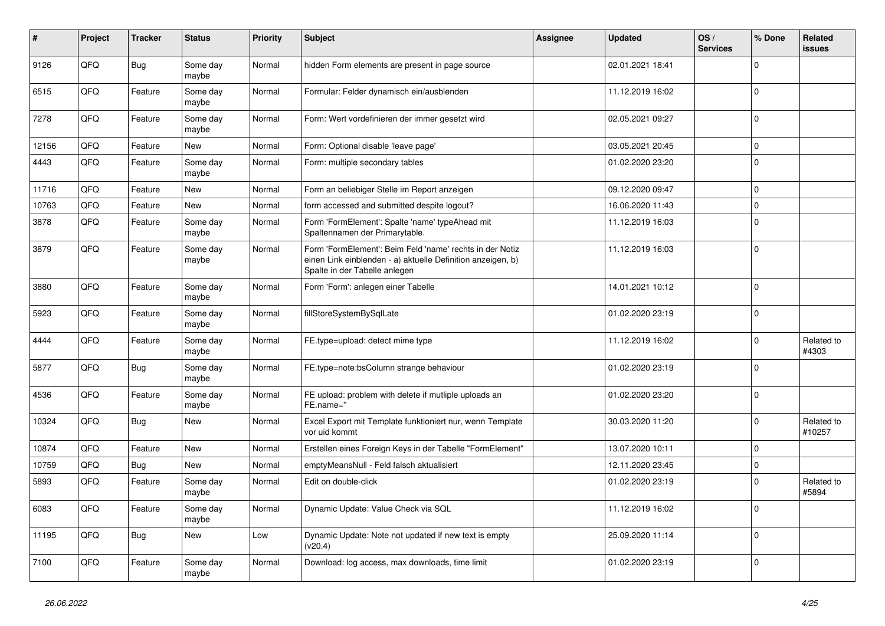| # | Project | Tracker | Status | Priority | Subject | Assignee | Updated | OS / Services | % Done | Related issues |
|---|---|---|---|---|---|---|---|---|---|---|
| 9126 | QFQ | Bug | Some day maybe | Normal | hidden Form elements are present in page source | | 02.01.2021 18:41 | | 0 | |
| 6515 | QFQ | Feature | Some day maybe | Normal | Formular: Felder dynamisch ein/ausblenden | | 11.12.2019 16:02 | | 0 | |
| 7278 | QFQ | Feature | Some day maybe | Normal | Form: Wert vordefinieren der immer gesetzt wird | | 02.05.2021 09:27 | | 0 | |
| 12156 | QFQ | Feature | New | Normal | Form: Optional disable 'leave page' | | 03.05.2021 20:45 | | 0 | |
| 4443 | QFQ | Feature | Some day maybe | Normal | Form: multiple secondary tables | | 01.02.2020 23:20 | | 0 | |
| 11716 | QFQ | Feature | New | Normal | Form an beliebiger Stelle im Report anzeigen | | 09.12.2020 09:47 | | 0 | |
| 10763 | QFQ | Feature | New | Normal | form accessed and submitted despite logout? | | 16.06.2020 11:43 | | 0 | |
| 3878 | QFQ | Feature | Some day maybe | Normal | Form 'FormElement': Spalte 'name' typeAhead mit Spaltennamen der Primarytable. | | 11.12.2019 16:03 | | 0 | |
| 3879 | QFQ | Feature | Some day maybe | Normal | Form 'FormElement': Beim Feld 'name' rechts in der Notiz einen Link einblenden - a) aktuelle Definition anzeigen, b) Spalte in der Tabelle anlegen | | 11.12.2019 16:03 | | 0 | |
| 3880 | QFQ | Feature | Some day maybe | Normal | Form 'Form': anlegen einer Tabelle | | 14.01.2021 10:12 | | 0 | |
| 5923 | QFQ | Feature | Some day maybe | Normal | fillStoreSystemBySqlLate | | 01.02.2020 23:19 | | 0 | |
| 4444 | QFQ | Feature | Some day maybe | Normal | FE.type=upload: detect mime type | | 11.12.2019 16:02 | | 0 | Related to #4303 |
| 5877 | QFQ | Bug | Some day maybe | Normal | FE.type=note:bsColumn strange behaviour | | 01.02.2020 23:19 | | 0 | |
| 4536 | QFQ | Feature | Some day maybe | Normal | FE upload: problem with delete if mutliple uploads an FE.name='' | | 01.02.2020 23:20 | | 0 | |
| 10324 | QFQ | Bug | New | Normal | Excel Export mit Template funktioniert nur, wenn Template vor uid kommt | | 30.03.2020 11:20 | | 0 | Related to #10257 |
| 10874 | QFQ | Feature | New | Normal | Erstellen eines Foreign Keys in der Tabelle "FormElement" | | 13.07.2020 10:11 | | 0 | |
| 10759 | QFQ | Bug | New | Normal | emptyMeansNull - Feld falsch aktualisiert | | 12.11.2020 23:45 | | 0 | |
| 5893 | QFQ | Feature | Some day maybe | Normal | Edit on double-click | | 01.02.2020 23:19 | | 0 | Related to #5894 |
| 6083 | QFQ | Feature | Some day maybe | Normal | Dynamic Update: Value Check via SQL | | 11.12.2019 16:02 | | 0 | |
| 11195 | QFQ | Bug | New | Low | Dynamic Update: Note not updated if new text is empty (v20.4) | | 25.09.2020 11:14 | | 0 | |
| 7100 | QFQ | Feature | Some day maybe | Normal | Download: log access, max downloads, time limit | | 01.02.2020 23:19 | | 0 | |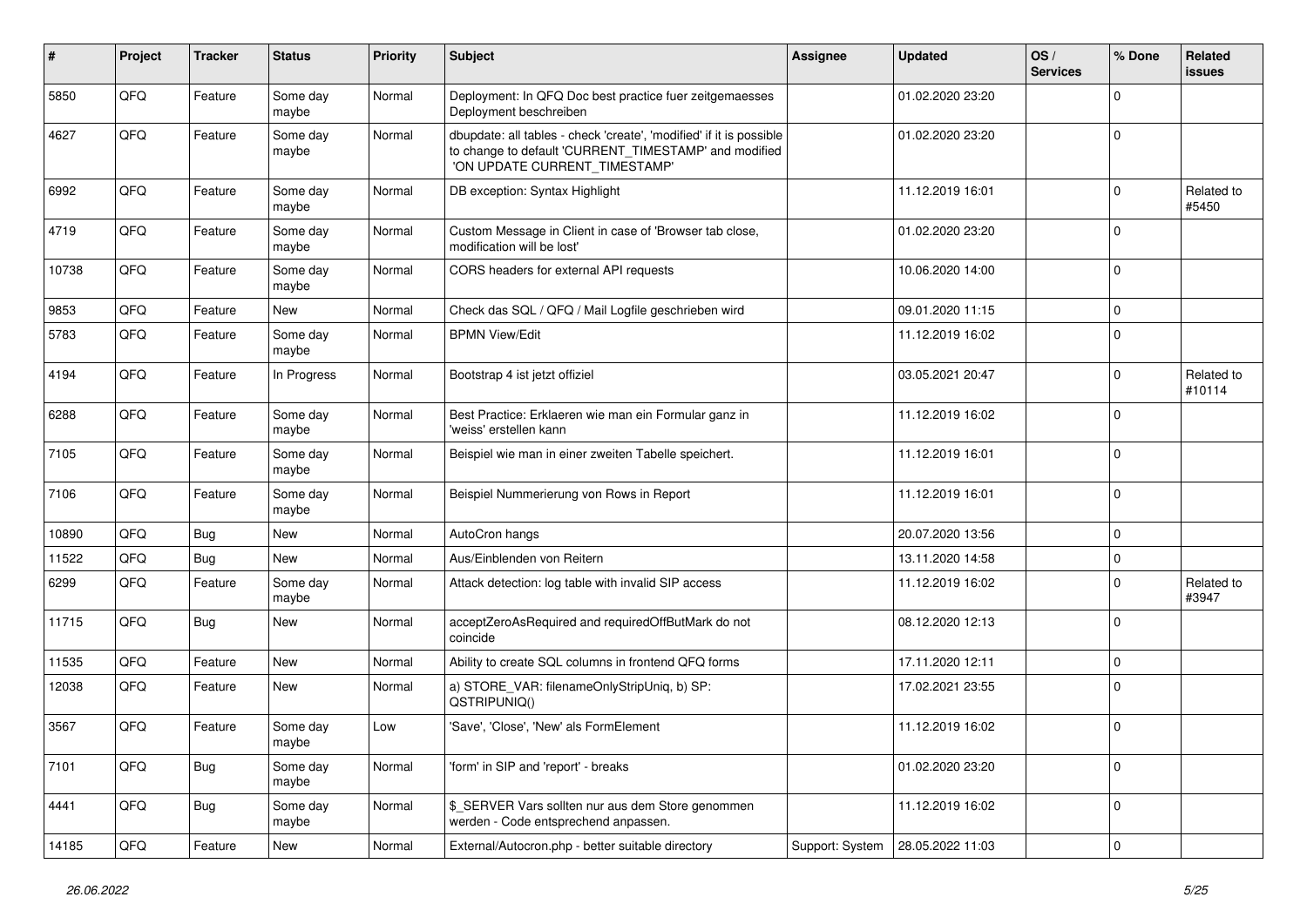| # | Project | Tracker | Status | Priority | Subject | Assignee | Updated | OS / Services | % Done | Related issues |
|---|---|---|---|---|---|---|---|---|---|---|
| 5850 | QFQ | Feature | Some day maybe | Normal | Deployment: In QFQ Doc best practice fuer zeitgemaesses Deployment beschreiben | | 01.02.2020 23:20 | | 0 | |
| 4627 | QFQ | Feature | Some day maybe | Normal | dbupdate: all tables - check 'create', 'modified' if it is possible to change to default 'CURRENT_TIMESTAMP' and modified 'ON UPDATE CURRENT_TIMESTAMP' | | 01.02.2020 23:20 | | 0 | |
| 6992 | QFQ | Feature | Some day maybe | Normal | DB exception: Syntax Highlight | | 11.12.2019 16:01 | | 0 | Related to #5450 |
| 4719 | QFQ | Feature | Some day maybe | Normal | Custom Message in Client in case of 'Browser tab close, modification will be lost' | | 01.02.2020 23:20 | | 0 | |
| 10738 | QFQ | Feature | Some day maybe | Normal | CORS headers for external API requests | | 10.06.2020 14:00 | | 0 | |
| 9853 | QFQ | Feature | New | Normal | Check das SQL / QFQ / Mail Logfile geschrieben wird | | 09.01.2020 11:15 | | 0 | |
| 5783 | QFQ | Feature | Some day maybe | Normal | BPMN View/Edit | | 11.12.2019 16:02 | | 0 | |
| 4194 | QFQ | Feature | In Progress | Normal | Bootstrap 4 ist jetzt offiziel | | 03.05.2021 20:47 | | 0 | Related to #10114 |
| 6288 | QFQ | Feature | Some day maybe | Normal | Best Practice: Erklaeren wie man ein Formular ganz in 'weiss' erstellen kann | | 11.12.2019 16:02 | | 0 | |
| 7105 | QFQ | Feature | Some day maybe | Normal | Beispiel wie man in einer zweiten Tabelle speichert. | | 11.12.2019 16:01 | | 0 | |
| 7106 | QFQ | Feature | Some day maybe | Normal | Beispiel Nummerierung von Rows in Report | | 11.12.2019 16:01 | | 0 | |
| 10890 | QFQ | Bug | New | Normal | AutoCron hangs | | 20.07.2020 13:56 | | 0 | |
| 11522 | QFQ | Bug | New | Normal | Aus/Einblenden von Reitern | | 13.11.2020 14:58 | | 0 | |
| 6299 | QFQ | Feature | Some day maybe | Normal | Attack detection: log table with invalid SIP access | | 11.12.2019 16:02 | | 0 | Related to #3947 |
| 11715 | QFQ | Bug | New | Normal | acceptZeroAsRequired and requiredOffButMark do not coincide | | 08.12.2020 12:13 | | 0 | |
| 11535 | QFQ | Feature | New | Normal | Ability to create SQL columns in frontend QFQ forms | | 17.11.2020 12:11 | | 0 | |
| 12038 | QFQ | Feature | New | Normal | a) STORE_VAR: filenameOnlyStripUniq, b) SP: QSTRIPUNIQ() | | 17.02.2021 23:55 | | 0 | |
| 3567 | QFQ | Feature | Some day maybe | Low | 'Save', 'Close', 'New' als FormElement | | 11.12.2019 16:02 | | 0 | |
| 7101 | QFQ | Bug | Some day maybe | Normal | 'form' in SIP and 'report' - breaks | | 01.02.2020 23:20 | | 0 | |
| 4441 | QFQ | Bug | Some day maybe | Normal | $_SERVER Vars sollten nur aus dem Store genommen werden - Code entsprechend anpassen. | | 11.12.2019 16:02 | | 0 | |
| 14185 | QFQ | Feature | New | Normal | External/Autocron.php - better suitable directory | Support: System | 28.05.2022 11:03 | | 0 | |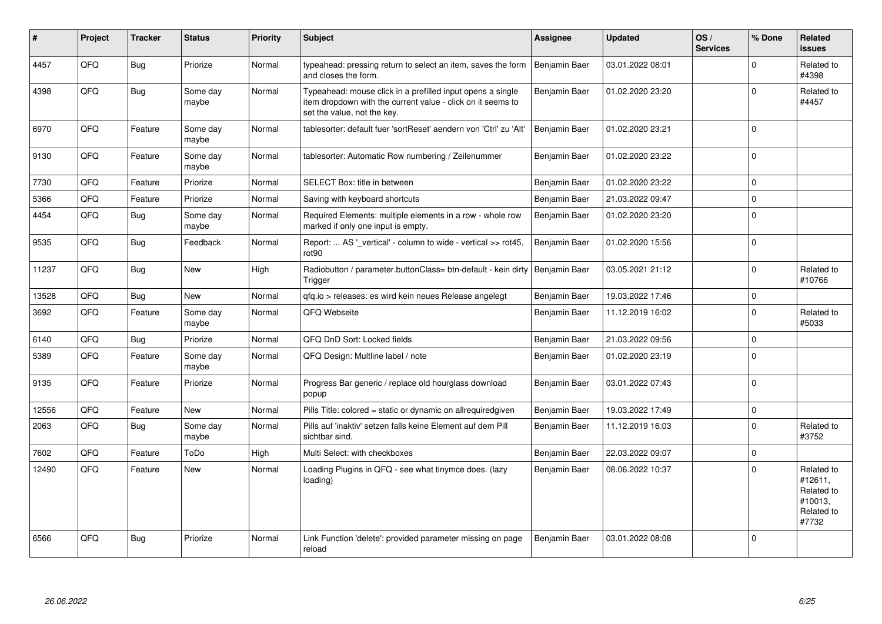| # | Project | Tracker | Status | Priority | Subject | Assignee | Updated | OS / Services | % Done | Related issues |
|---|---|---|---|---|---|---|---|---|---|---|
| 4457 | QFQ | Bug | Priorize | Normal | typeahead: pressing return to select an item, saves the form and closes the form. | Benjamin Baer | 03.01.2022 08:01 | | 0 | Related to #4398 |
| 4398 | QFQ | Bug | Some day maybe | Normal | Typeahead: mouse click in a prefilled input opens a single item dropdown with the current value - click on it seems to set the value, not the key. | Benjamin Baer | 01.02.2020 23:20 | | 0 | Related to #4457 |
| 6970 | QFQ | Feature | Some day maybe | Normal | tablesorter: default fuer 'sortReset' aendern von 'Ctrl' zu 'Alt' | Benjamin Baer | 01.02.2020 23:21 | | 0 | |
| 9130 | QFQ | Feature | Some day maybe | Normal | tablesorter: Automatic Row numbering / Zeilenummer | Benjamin Baer | 01.02.2020 23:22 | | 0 | |
| 7730 | QFQ | Feature | Priorize | Normal | SELECT Box: title in between | Benjamin Baer | 01.02.2020 23:22 | | 0 | |
| 5366 | QFQ | Feature | Priorize | Normal | Saving with keyboard shortcuts | Benjamin Baer | 21.03.2022 09:47 | | 0 | |
| 4454 | QFQ | Bug | Some day maybe | Normal | Required Elements: multiple elements in a row - whole row marked if only one input is empty. | Benjamin Baer | 01.02.2020 23:20 | | 0 | |
| 9535 | QFQ | Bug | Feedback | Normal | Report: ... AS '_vertical' - column to wide - vertical >> rot45, rot90 | Benjamin Baer | 01.02.2020 15:56 | | 0 | |
| 11237 | QFQ | Bug | New | High | Radiobutton / parameter.buttonClass= btn-default - kein dirty Trigger | Benjamin Baer | 03.05.2021 21:12 | | 0 | Related to #10766 |
| 13528 | QFQ | Bug | New | Normal | qfq.io > releases: es wird kein neues Release angelegt | Benjamin Baer | 19.03.2022 17:46 | | 0 | |
| 3692 | QFQ | Feature | Some day maybe | Normal | QFQ Webseite | Benjamin Baer | 11.12.2019 16:02 | | 0 | Related to #5033 |
| 6140 | QFQ | Bug | Priorize | Normal | QFQ DnD Sort: Locked fields | Benjamin Baer | 21.03.2022 09:56 | | 0 | |
| 5389 | QFQ | Feature | Some day maybe | Normal | QFQ Design: Multline label / note | Benjamin Baer | 01.02.2020 23:19 | | 0 | |
| 9135 | QFQ | Feature | Priorize | Normal | Progress Bar generic / replace old hourglass download popup | Benjamin Baer | 03.01.2022 07:43 | | 0 | |
| 12556 | QFQ | Feature | New | Normal | Pills Title: colored = static or dynamic on allrequiredgiven | Benjamin Baer | 19.03.2022 17:49 | | 0 | |
| 2063 | QFQ | Bug | Some day maybe | Normal | Pills auf 'inaktiv' setzen falls keine Element auf dem Pill sichtbar sind. | Benjamin Baer | 11.12.2019 16:03 | | 0 | Related to #3752 |
| 7602 | QFQ | Feature | ToDo | High | Multi Select: with checkboxes | Benjamin Baer | 22.03.2022 09:07 | | 0 | |
| 12490 | QFQ | Feature | New | Normal | Loading Plugins in QFQ - see what tinymce does. (lazy loading) | Benjamin Baer | 08.06.2022 10:37 | | 0 | Related to #12611, Related to #10013, Related to #7732 |
| 6566 | QFQ | Bug | Priorize | Normal | Link Function 'delete': provided parameter missing on page reload | Benjamin Baer | 03.01.2022 08:08 | | 0 | |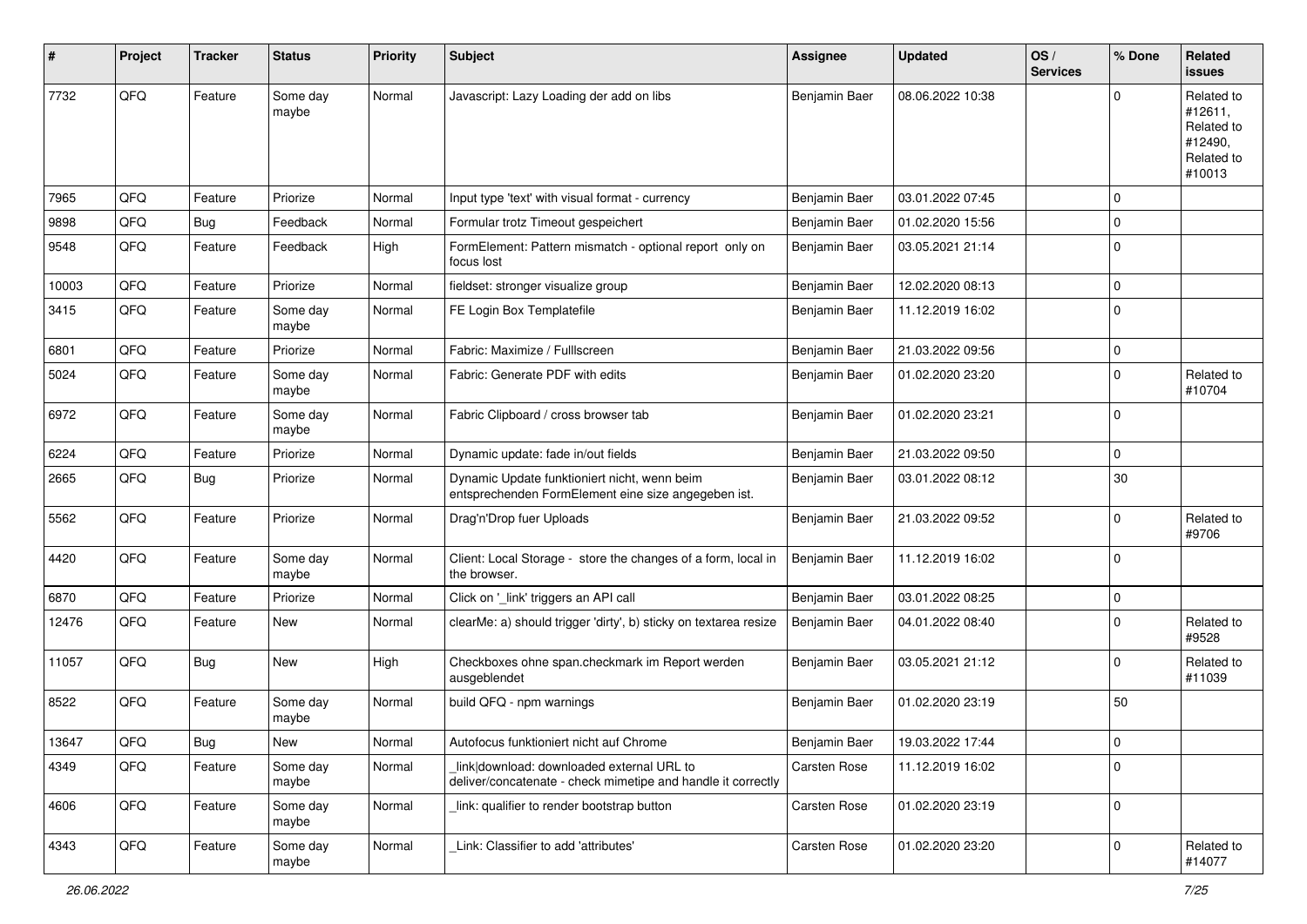| # | Project | Tracker | Status | Priority | Subject | Assignee | Updated | OS / Services | % Done | Related issues |
|---|---|---|---|---|---|---|---|---|---|---|
| 7732 | QFQ | Feature | Some day maybe | Normal | Javascript: Lazy Loading der add on libs | Benjamin Baer | 08.06.2022 10:38 | | 0 | Related to #12611, Related to #12490, Related to #10013 |
| 7965 | QFQ | Feature | Priorize | Normal | Input type 'text' with visual format - currency | Benjamin Baer | 03.01.2022 07:45 | | 0 | |
| 9898 | QFQ | Bug | Feedback | Normal | Formular trotz Timeout gespeichert | Benjamin Baer | 01.02.2020 15:56 | | 0 | |
| 9548 | QFQ | Feature | Feedback | High | FormElement: Pattern mismatch - optional report only on focus lost | Benjamin Baer | 03.05.2021 21:14 | | 0 | |
| 10003 | QFQ | Feature | Priorize | Normal | fieldset: stronger visualize group | Benjamin Baer | 12.02.2020 08:13 | | 0 | |
| 3415 | QFQ | Feature | Some day maybe | Normal | FE Login Box Templatefile | Benjamin Baer | 11.12.2019 16:02 | | 0 | |
| 6801 | QFQ | Feature | Priorize | Normal | Fabric: Maximize / Fulllscreen | Benjamin Baer | 21.03.2022 09:56 | | 0 | |
| 5024 | QFQ | Feature | Some day maybe | Normal | Fabric: Generate PDF with edits | Benjamin Baer | 01.02.2020 23:20 | | 0 | Related to #10704 |
| 6972 | QFQ | Feature | Some day maybe | Normal | Fabric Clipboard / cross browser tab | Benjamin Baer | 01.02.2020 23:21 | | 0 | |
| 6224 | QFQ | Feature | Priorize | Normal | Dynamic update: fade in/out fields | Benjamin Baer | 21.03.2022 09:50 | | 0 | |
| 2665 | QFQ | Bug | Priorize | Normal | Dynamic Update funktioniert nicht, wenn beim entsprechenden FormElement eine size angegeben ist. | Benjamin Baer | 03.01.2022 08:12 | | 30 | |
| 5562 | QFQ | Feature | Priorize | Normal | Drag'n'Drop fuer Uploads | Benjamin Baer | 21.03.2022 09:52 | | 0 | Related to #9706 |
| 4420 | QFQ | Feature | Some day maybe | Normal | Client: Local Storage - store the changes of a form, local in the browser. | Benjamin Baer | 11.12.2019 16:02 | | 0 | |
| 6870 | QFQ | Feature | Priorize | Normal | Click on '_link' triggers an API call | Benjamin Baer | 03.01.2022 08:25 | | 0 | |
| 12476 | QFQ | Feature | New | Normal | clearMe: a) should trigger 'dirty', b) sticky on textarea resize | Benjamin Baer | 04.01.2022 08:40 | | 0 | Related to #9528 |
| 11057 | QFQ | Bug | New | High | Checkboxes ohne span.checkmark im Report werden ausgeblendet | Benjamin Baer | 03.05.2021 21:12 | | 0 | Related to #11039 |
| 8522 | QFQ | Feature | Some day maybe | Normal | build QFQ - npm warnings | Benjamin Baer | 01.02.2020 23:19 | | 50 | |
| 13647 | QFQ | Bug | New | Normal | Autofocus funktioniert nicht auf Chrome | Benjamin Baer | 19.03.2022 17:44 | | 0 | |
| 4349 | QFQ | Feature | Some day maybe | Normal | _link\|download: downloaded external URL to deliver/concatenate - check mimetipe and handle it correctly | Carsten Rose | 11.12.2019 16:02 | | 0 | |
| 4606 | QFQ | Feature | Some day maybe | Normal | _link: qualifier to render bootstrap button | Carsten Rose | 01.02.2020 23:19 | | 0 | |
| 4343 | QFQ | Feature | Some day maybe | Normal | _Link: Classifier to add 'attributes' | Carsten Rose | 01.02.2020 23:20 | | 0 | Related to #14077 |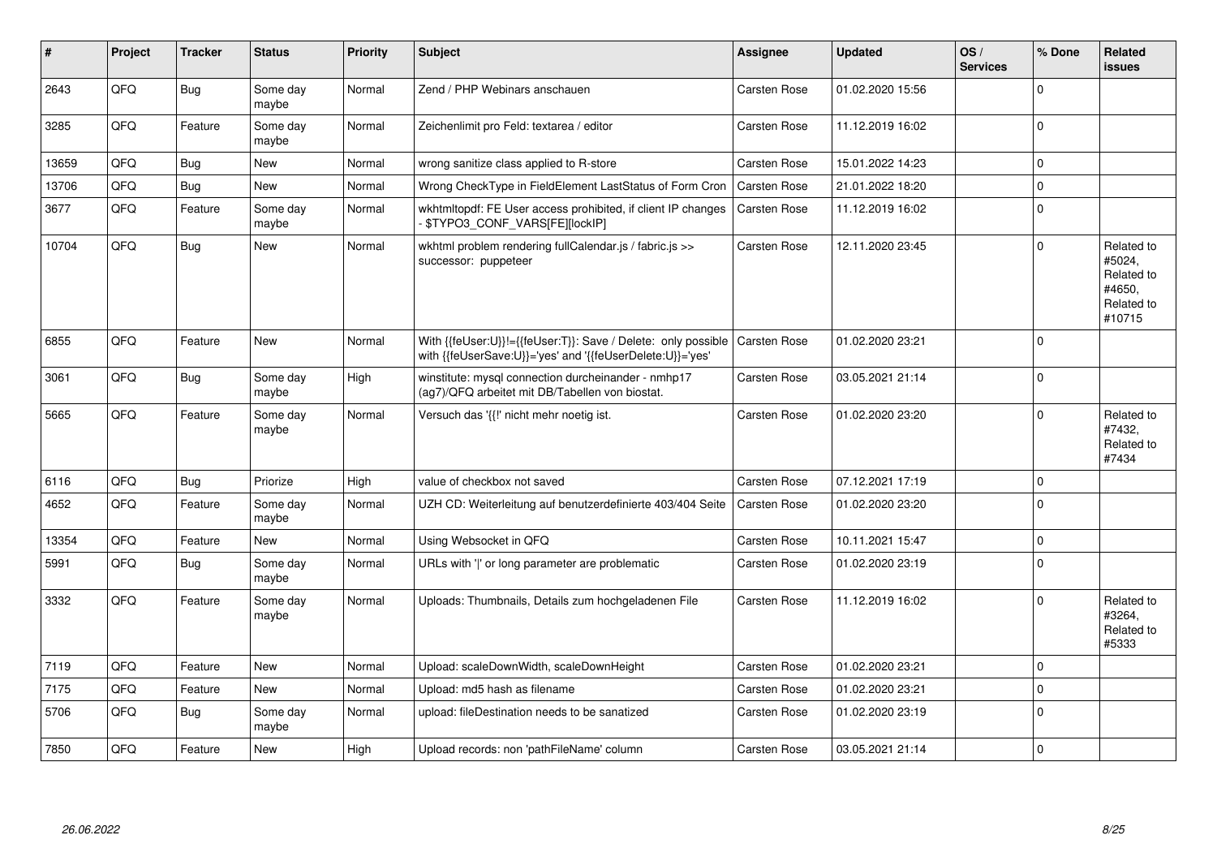| # | Project | Tracker | Status | Priority | Subject | Assignee | Updated | OS / Services | % Done | Related issues |
|---|---|---|---|---|---|---|---|---|---|---|
| 2643 | QFQ | Bug | Some day maybe | Normal | Zend / PHP Webinars anschauen | Carsten Rose | 01.02.2020 15:56 | | 0 | |
| 3285 | QFQ | Feature | Some day maybe | Normal | Zeichenlimit pro Feld: textarea / editor | Carsten Rose | 11.12.2019 16:02 | | 0 | |
| 13659 | QFQ | Bug | New | Normal | wrong sanitize class applied to R-store | Carsten Rose | 15.01.2022 14:23 | | 0 | |
| 13706 | QFQ | Bug | New | Normal | Wrong CheckType in FieldElement LastStatus of Form Cron | Carsten Rose | 21.01.2022 18:20 | | 0 | |
| 3677 | QFQ | Feature | Some day maybe | Normal | wkhtmltopdf: FE User access prohibited, if client IP changes - $TYPO3_CONF_VARS[FE][lockIP] | Carsten Rose | 11.12.2019 16:02 | | 0 | |
| 10704 | QFQ | Bug | New | Normal | wkhtml problem rendering fullCalendar.js / fabric.js >> successor: puppeteer | Carsten Rose | 12.11.2020 23:45 | | 0 | Related to #5024, Related to #4650, Related to #10715 |
| 6855 | QFQ | Feature | New | Normal | With {{feUser:U}}!={{feUser:T}}: Save / Delete: only possible with {{feUserSave:U}}='yes' and '{{feUserDelete:U}}='yes' | Carsten Rose | 01.02.2020 23:21 | | 0 | |
| 3061 | QFQ | Bug | Some day maybe | High | winstitute: mysql connection durcheinander - nmhp17 (ag7)/QFQ arbeitet mit DB/Tabellen von biostat. | Carsten Rose | 03.05.2021 21:14 | | 0 | |
| 5665 | QFQ | Feature | Some day maybe | Normal | Versuch das '{{!' nicht mehr noetig ist. | Carsten Rose | 01.02.2020 23:20 | | 0 | Related to #7432, Related to #7434 |
| 6116 | QFQ | Bug | Priorize | High | value of checkbox not saved | Carsten Rose | 07.12.2021 17:19 | | 0 | |
| 4652 | QFQ | Feature | Some day maybe | Normal | UZH CD: Weiterleitung auf benutzerdefinierte 403/404 Seite | Carsten Rose | 01.02.2020 23:20 | | 0 | |
| 13354 | QFQ | Feature | New | Normal | Using Websocket in QFQ | Carsten Rose | 10.11.2021 15:47 | | 0 | |
| 5991 | QFQ | Bug | Some day maybe | Normal | URLs with '\|' or long parameter are problematic | Carsten Rose | 01.02.2020 23:19 | | 0 | |
| 3332 | QFQ | Feature | Some day maybe | Normal | Uploads: Thumbnails, Details zum hochgeladenen File | Carsten Rose | 11.12.2019 16:02 | | 0 | Related to #3264, Related to #5333 |
| 7119 | QFQ | Feature | New | Normal | Upload: scaleDownWidth, scaleDownHeight | Carsten Rose | 01.02.2020 23:21 | | 0 | |
| 7175 | QFQ | Feature | New | Normal | Upload: md5 hash as filename | Carsten Rose | 01.02.2020 23:21 | | 0 | |
| 5706 | QFQ | Bug | Some day maybe | Normal | upload: fileDestination needs to be sanatized | Carsten Rose | 01.02.2020 23:19 | | 0 | |
| 7850 | QFQ | Feature | New | High | Upload records: non 'pathFileName' column | Carsten Rose | 03.05.2021 21:14 | | 0 | |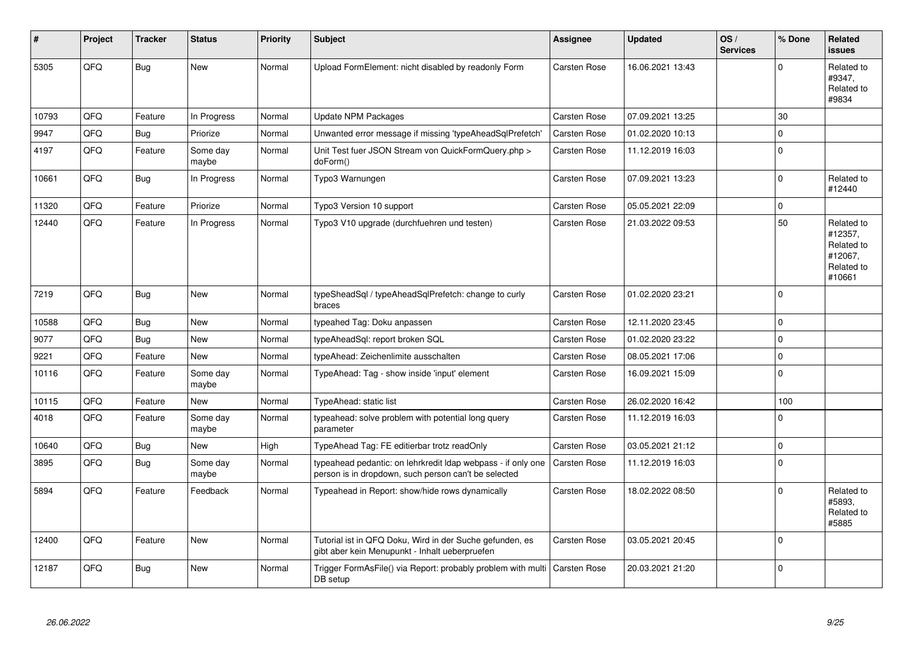| # | Project | Tracker | Status | Priority | Subject | Assignee | Updated | OS / Services | % Done | Related issues |
|---|---|---|---|---|---|---|---|---|---|---|
| 5305 | QFQ | Bug | New | Normal | Upload FormElement: nicht disabled by readonly Form | Carsten Rose | 16.06.2021 13:43 | | 0 | Related to #9347, Related to #9834 |
| 10793 | QFQ | Feature | In Progress | Normal | Update NPM Packages | Carsten Rose | 07.09.2021 13:25 | | 30 | |
| 9947 | QFQ | Bug | Priorize | Normal | Unwanted error message if missing 'typeAheadSqlPrefetch' | Carsten Rose | 01.02.2020 10:13 | | 0 | |
| 4197 | QFQ | Feature | Some day maybe | Normal | Unit Test fuer JSON Stream von QuickFormQuery.php > doForm() | Carsten Rose | 11.12.2019 16:03 | | 0 | |
| 10661 | QFQ | Bug | In Progress | Normal | Typo3 Warnungen | Carsten Rose | 07.09.2021 13:23 | | 0 | Related to #12440 |
| 11320 | QFQ | Feature | Priorize | Normal | Typo3 Version 10 support | Carsten Rose | 05.05.2021 22:09 | | 0 | |
| 12440 | QFQ | Feature | In Progress | Normal | Typo3 V10 upgrade (durchfuehren und testen) | Carsten Rose | 21.03.2022 09:53 | | 50 | Related to #12357, Related to #12067, Related to #10661 |
| 7219 | QFQ | Bug | New | Normal | typeSheadSql / typeAheadSqlPrefetch: change to curly braces | Carsten Rose | 01.02.2020 23:21 | | 0 | |
| 10588 | QFQ | Bug | New | Normal | typeahed Tag: Doku anpassen | Carsten Rose | 12.11.2020 23:45 | | 0 | |
| 9077 | QFQ | Bug | New | Normal | typeAheadSql: report broken SQL | Carsten Rose | 01.02.2020 23:22 | | 0 | |
| 9221 | QFQ | Feature | New | Normal | typeAhead: Zeichenlimite ausschalten | Carsten Rose | 08.05.2021 17:06 | | 0 | |
| 10116 | QFQ | Feature | Some day maybe | Normal | TypeAhead: Tag - show inside 'input' element | Carsten Rose | 16.09.2021 15:09 | | 0 | |
| 10115 | QFQ | Feature | New | Normal | TypeAhead: static list | Carsten Rose | 26.02.2020 16:42 | | 100 | |
| 4018 | QFQ | Feature | Some day maybe | Normal | typeahead: solve problem with potential long query parameter | Carsten Rose | 11.12.2019 16:03 | | 0 | |
| 10640 | QFQ | Bug | New | High | TypeAhead Tag: FE editierbar trotz readOnly | Carsten Rose | 03.05.2021 21:12 | | 0 | |
| 3895 | QFQ | Bug | Some day maybe | Normal | typeahead pedantic: on lehrkredit ldap webpass - if only one person is in dropdown, such person can't be selected | Carsten Rose | 11.12.2019 16:03 | | 0 | |
| 5894 | QFQ | Feature | Feedback | Normal | Typeahead in Report: show/hide rows dynamically | Carsten Rose | 18.02.2022 08:50 | | 0 | Related to #5893, Related to #5885 |
| 12400 | QFQ | Feature | New | Normal | Tutorial ist in QFQ Doku, Wird in der Suche gefunden, es gibt aber kein Menupunkt - Inhalt ueberpruefen | Carsten Rose | 03.05.2021 20:45 | | 0 | |
| 12187 | QFQ | Bug | New | Normal | Trigger FormAsFile() via Report: probably problem with multi DB setup | Carsten Rose | 20.03.2021 21:20 | | 0 | |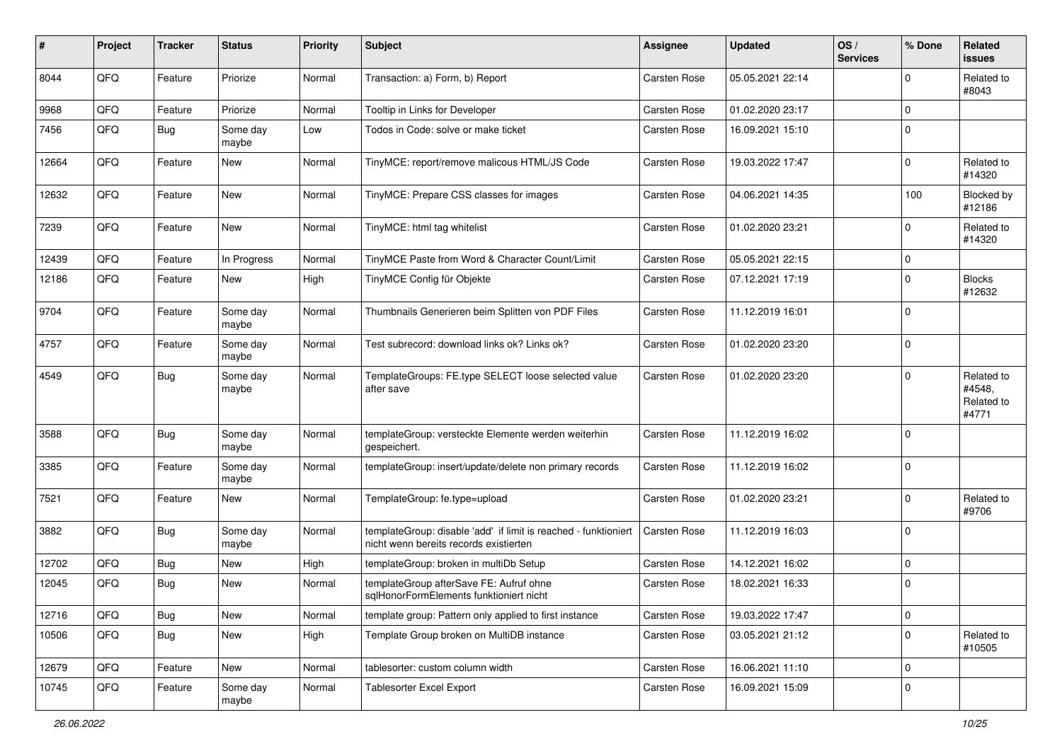| # | Project | Tracker | Status | Priority | Subject | Assignee | Updated | OS / Services | % Done | Related issues |
|---|---|---|---|---|---|---|---|---|---|---|
| 8044 | QFQ | Feature | Priorize | Normal | Transaction: a) Form, b) Report | Carsten Rose | 05.05.2021 22:14 | | 0 | Related to #8043 |
| 9968 | QFQ | Feature | Priorize | Normal | Tooltip in Links for Developer | Carsten Rose | 01.02.2020 23:17 | | 0 | |
| 7456 | QFQ | Bug | Some day maybe | Low | Todos in Code: solve or make ticket | Carsten Rose | 16.09.2021 15:10 | | 0 | |
| 12664 | QFQ | Feature | New | Normal | TinyMCE: report/remove malicous HTML/JS Code | Carsten Rose | 19.03.2022 17:47 | | 0 | Related to #14320 |
| 12632 | QFQ | Feature | New | Normal | TinyMCE: Prepare CSS classes for images | Carsten Rose | 04.06.2021 14:35 | | 100 | Blocked by #12186 |
| 7239 | QFQ | Feature | New | Normal | TinyMCE: html tag whitelist | Carsten Rose | 01.02.2020 23:21 | | 0 | Related to #14320 |
| 12439 | QFQ | Feature | In Progress | Normal | TinyMCE Paste from Word & Character Count/Limit | Carsten Rose | 05.05.2021 22:15 | | 0 | |
| 12186 | QFQ | Feature | New | High | TinyMCE Config für Objekte | Carsten Rose | 07.12.2021 17:19 | | 0 | Blocks #12632 |
| 9704 | QFQ | Feature | Some day maybe | Normal | Thumbnails Generieren beim Splitten von PDF Files | Carsten Rose | 11.12.2019 16:01 | | 0 | |
| 4757 | QFQ | Feature | Some day maybe | Normal | Test subrecord: download links ok? Links ok? | Carsten Rose | 01.02.2020 23:20 | | 0 | |
| 4549 | QFQ | Bug | Some day maybe | Normal | TemplateGroups: FE.type SELECT loose selected value after save | Carsten Rose | 01.02.2020 23:20 | | 0 | Related to #4548, Related to #4771 |
| 3588 | QFQ | Bug | Some day maybe | Normal | templateGroup: versteckte Elemente werden weiterhin gespeichert. | Carsten Rose | 11.12.2019 16:02 | | 0 | |
| 3385 | QFQ | Feature | Some day maybe | Normal | templateGroup: insert/update/delete non primary records | Carsten Rose | 11.12.2019 16:02 | | 0 | |
| 7521 | QFQ | Feature | New | Normal | TemplateGroup: fe.type=upload | Carsten Rose | 01.02.2020 23:21 | | 0 | Related to #9706 |
| 3882 | QFQ | Bug | Some day maybe | Normal | templateGroup: disable 'add' if limit is reached - funktioniert nicht wenn bereits records existierten | Carsten Rose | 11.12.2019 16:03 | | 0 | |
| 12702 | QFQ | Bug | New | High | templateGroup: broken in multiDb Setup | Carsten Rose | 14.12.2021 16:02 | | 0 | |
| 12045 | QFQ | Bug | New | Normal | templateGroup afterSave FE: Aufruf ohne sqlHonorFormElements funktioniert nicht | Carsten Rose | 18.02.2021 16:33 | | 0 | |
| 12716 | QFQ | Bug | New | Normal | template group: Pattern only applied to first instance | Carsten Rose | 19.03.2022 17:47 | | 0 | |
| 10506 | QFQ | Bug | New | High | Template Group broken on MultiDB instance | Carsten Rose | 03.05.2021 21:12 | | 0 | Related to #10505 |
| 12679 | QFQ | Feature | New | Normal | tablesorter: custom column width | Carsten Rose | 16.06.2021 11:10 | | 0 | |
| 10745 | QFQ | Feature | Some day maybe | Normal | Tablesorter Excel Export | Carsten Rose | 16.09.2021 15:09 | | 0 | |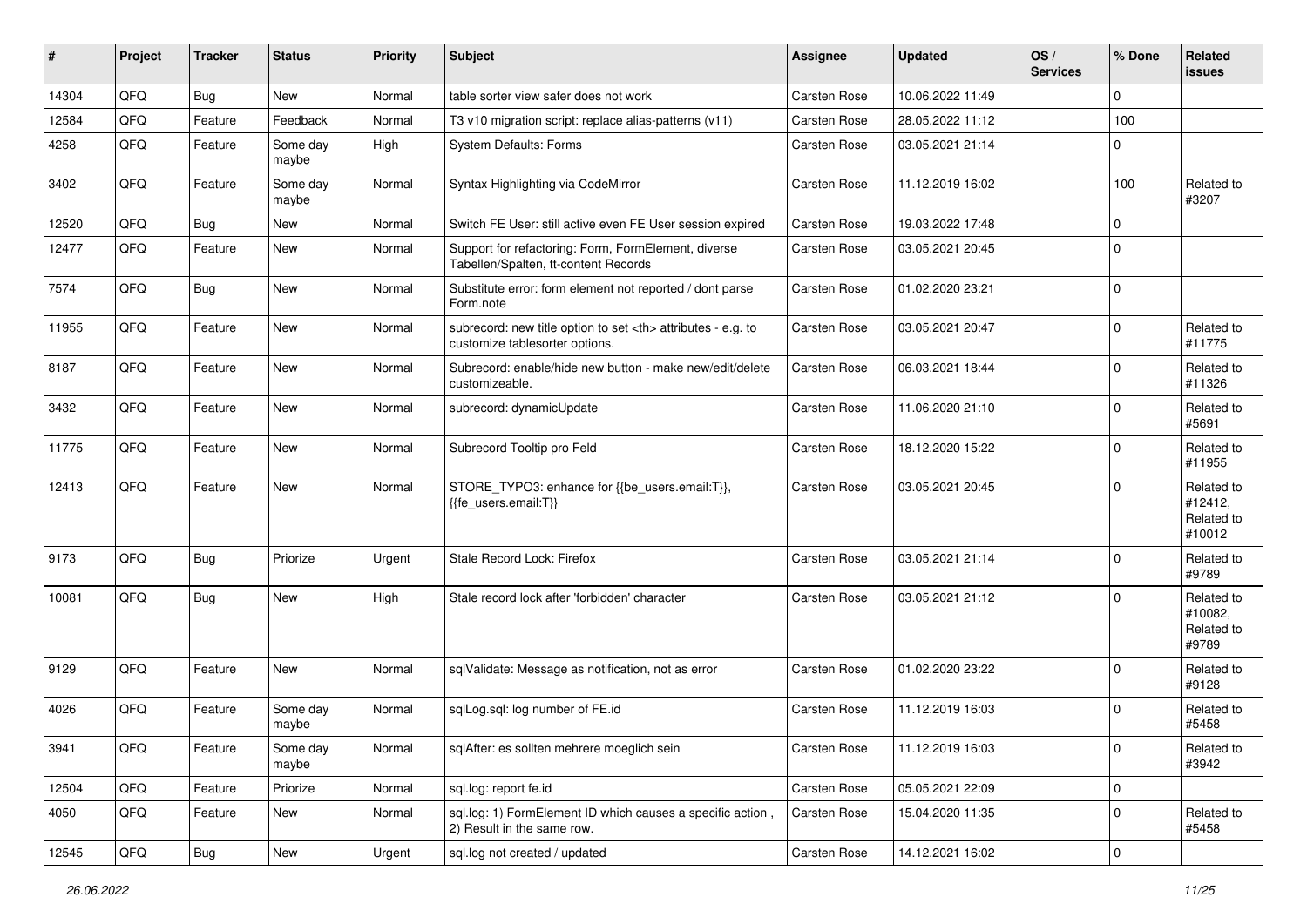| # | Project | Tracker | Status | Priority | Subject | Assignee | Updated | OS / Services | % Done | Related issues |
|---|---|---|---|---|---|---|---|---|---|---|
| 14304 | QFQ | Bug | New | Normal | table sorter view safer does not work | Carsten Rose | 10.06.2022 11:49 | | 0 | |
| 12584 | QFQ | Feature | Feedback | Normal | T3 v10 migration script: replace alias-patterns (v11) | Carsten Rose | 28.05.2022 11:12 | | 100 | |
| 4258 | QFQ | Feature | Some day maybe | High | System Defaults: Forms | Carsten Rose | 03.05.2021 21:14 | | 0 | |
| 3402 | QFQ | Feature | Some day maybe | Normal | Syntax Highlighting via CodeMirror | Carsten Rose | 11.12.2019 16:02 | | 100 | Related to #3207 |
| 12520 | QFQ | Bug | New | Normal | Switch FE User: still active even FE User session expired | Carsten Rose | 19.03.2022 17:48 | | 0 | |
| 12477 | QFQ | Feature | New | Normal | Support for refactoring: Form, FormElement, diverse Tabellen/Spalten, tt-content Records | Carsten Rose | 03.05.2021 20:45 | | 0 | |
| 7574 | QFQ | Bug | New | Normal | Substitute error: form element not reported / dont parse Form.note | Carsten Rose | 01.02.2020 23:21 | | 0 | |
| 11955 | QFQ | Feature | New | Normal | subrecord: new title option to set <th> attributes - e.g. to customize tablesorter options. | Carsten Rose | 03.05.2021 20:47 | | 0 | Related to #11775 |
| 8187 | QFQ | Feature | New | Normal | Subrecord: enable/hide new button - make new/edit/delete customizeable. | Carsten Rose | 06.03.2021 18:44 | | 0 | Related to #11326 |
| 3432 | QFQ | Feature | New | Normal | subrecord: dynamicUpdate | Carsten Rose | 11.06.2020 21:10 | | 0 | Related to #5691 |
| 11775 | QFQ | Feature | New | Normal | Subrecord Tooltip pro Feld | Carsten Rose | 18.12.2020 15:22 | | 0 | Related to #11955 |
| 12413 | QFQ | Feature | New | Normal | STORE_TYPO3: enhance for {{be_users.email:T}}, {{fe_users.email:T}} | Carsten Rose | 03.05.2021 20:45 | | 0 | Related to #12412, Related to #10012 |
| 9173 | QFQ | Bug | Priorize | Urgent | Stale Record Lock: Firefox | Carsten Rose | 03.05.2021 21:14 | | 0 | Related to #9789 |
| 10081 | QFQ | Bug | New | High | Stale record lock after 'forbidden' character | Carsten Rose | 03.05.2021 21:12 | | 0 | Related to #10082, Related to #9789 |
| 9129 | QFQ | Feature | New | Normal | sqlValidate: Message as notification, not as error | Carsten Rose | 01.02.2020 23:22 | | 0 | Related to #9128 |
| 4026 | QFQ | Feature | Some day maybe | Normal | sqlLog.sql: log number of FE.id | Carsten Rose | 11.12.2019 16:03 | | 0 | Related to #5458 |
| 3941 | QFQ | Feature | Some day maybe | Normal | sqlAfter: es sollten mehrere moeglich sein | Carsten Rose | 11.12.2019 16:03 | | 0 | Related to #3942 |
| 12504 | QFQ | Feature | Priorize | Normal | sql.log: report fe.id | Carsten Rose | 05.05.2021 22:09 | | 0 | |
| 4050 | QFQ | Feature | New | Normal | sql.log: 1) FormElement ID which causes a specific action , 2) Result in the same row. | Carsten Rose | 15.04.2020 11:35 | | 0 | Related to #5458 |
| 12545 | QFQ | Bug | New | Urgent | sql.log not created / updated | Carsten Rose | 14.12.2021 16:02 | | 0 | |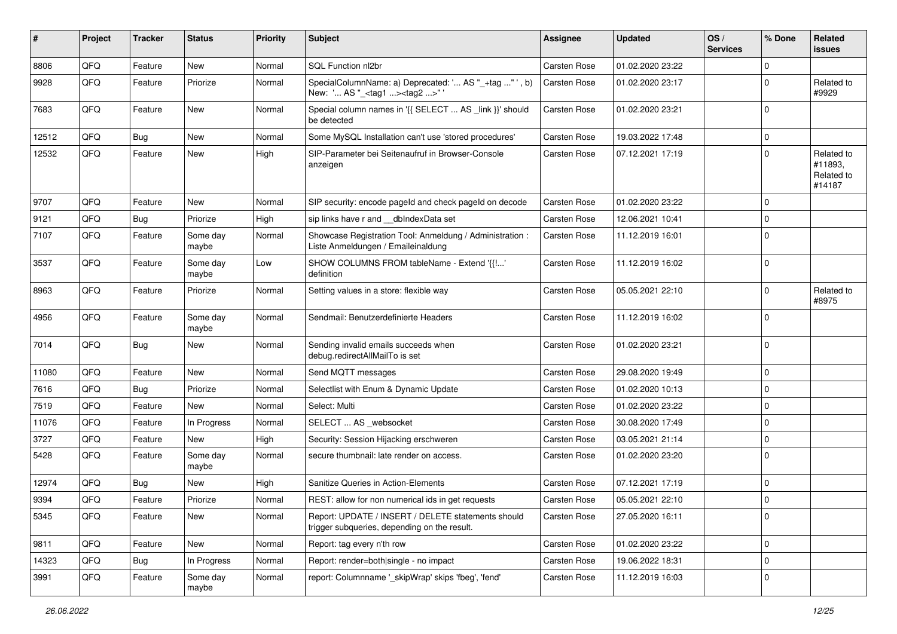| # | Project | Tracker | Status | Priority | Subject | Assignee | Updated | OS / Services | % Done | Related issues |
|---|---|---|---|---|---|---|---|---|---|---|
| 8806 | QFQ | Feature | New | Normal | SQL Function nl2br | Carsten Rose | 01.02.2020 23:22 | | 0 | |
| 9928 | QFQ | Feature | Priorize | Normal | SpecialColumnName: a) Deprecated: '... AS "_+tag ..." ', b) New: '... AS "_<tag1 ...><tag2 ...>" ' | Carsten Rose | 01.02.2020 23:17 | | 0 | Related to #9929 |
| 7683 | QFQ | Feature | New | Normal | Special column names in '{{ SELECT ... AS _link }}' should be detected | Carsten Rose | 01.02.2020 23:21 | | 0 | |
| 12512 | QFQ | Bug | New | Normal | Some MySQL Installation can't use 'stored procedures' | Carsten Rose | 19.03.2022 17:48 | | 0 | |
| 12532 | QFQ | Feature | New | High | SIP-Parameter bei Seitenaufruf in Browser-Console anzeigen | Carsten Rose | 07.12.2021 17:19 | | 0 | Related to #11893, Related to #14187 |
| 9707 | QFQ | Feature | New | Normal | SIP security: encode pageId and check pageId on decode | Carsten Rose | 01.02.2020 23:22 | | 0 | |
| 9121 | QFQ | Bug | Priorize | High | sip links have r and __dbIndexData set | Carsten Rose | 12.06.2021 10:41 | | 0 | |
| 7107 | QFQ | Feature | Some day maybe | Normal | Showcase Registration Tool: Anmeldung / Administration : Liste Anmeldungen / Emaileinaldung | Carsten Rose | 11.12.2019 16:01 | | 0 | |
| 3537 | QFQ | Feature | Some day maybe | Low | SHOW COLUMNS FROM tableName - Extend '{{!...' definition | Carsten Rose | 11.12.2019 16:02 | | 0 | |
| 8963 | QFQ | Feature | Priorize | Normal | Setting values in a store: flexible way | Carsten Rose | 05.05.2021 22:10 | | 0 | Related to #8975 |
| 4956 | QFQ | Feature | Some day maybe | Normal | Sendmail: Benutzerdefinierte Headers | Carsten Rose | 11.12.2019 16:02 | | 0 | |
| 7014 | QFQ | Bug | New | Normal | Sending invalid emails succeeds when debug.redirectAllMailTo is set | Carsten Rose | 01.02.2020 23:21 | | 0 | |
| 11080 | QFQ | Feature | New | Normal | Send MQTT messages | Carsten Rose | 29.08.2020 19:49 | | 0 | |
| 7616 | QFQ | Bug | Priorize | Normal | Selectlist with Enum & Dynamic Update | Carsten Rose | 01.02.2020 10:13 | | 0 | |
| 7519 | QFQ | Feature | New | Normal | Select: Multi | Carsten Rose | 01.02.2020 23:22 | | 0 | |
| 11076 | QFQ | Feature | In Progress | Normal | SELECT ... AS _websocket | Carsten Rose | 30.08.2020 17:49 | | 0 | |
| 3727 | QFQ | Feature | New | High | Security: Session Hijacking erschweren | Carsten Rose | 03.05.2021 21:14 | | 0 | |
| 5428 | QFQ | Feature | Some day maybe | Normal | secure thumbnail: late render on access. | Carsten Rose | 01.02.2020 23:20 | | 0 | |
| 12974 | QFQ | Bug | New | High | Sanitize Queries in Action-Elements | Carsten Rose | 07.12.2021 17:19 | | 0 | |
| 9394 | QFQ | Feature | Priorize | Normal | REST: allow for non numerical ids in get requests | Carsten Rose | 05.05.2021 22:10 | | 0 | |
| 5345 | QFQ | Feature | New | Normal | Report: UPDATE / INSERT / DELETE statements should trigger subqueries, depending on the result. | Carsten Rose | 27.05.2020 16:11 | | 0 | |
| 9811 | QFQ | Feature | New | Normal | Report: tag every n'th row | Carsten Rose | 01.02.2020 23:22 | | 0 | |
| 14323 | QFQ | Bug | In Progress | Normal | Report: render=both\|single - no impact | Carsten Rose | 19.06.2022 18:31 | | 0 | |
| 3991 | QFQ | Feature | Some day maybe | Normal | report: Columnname '_skipWrap' skips 'fbeg', 'fend' | Carsten Rose | 11.12.2019 16:03 | | 0 | |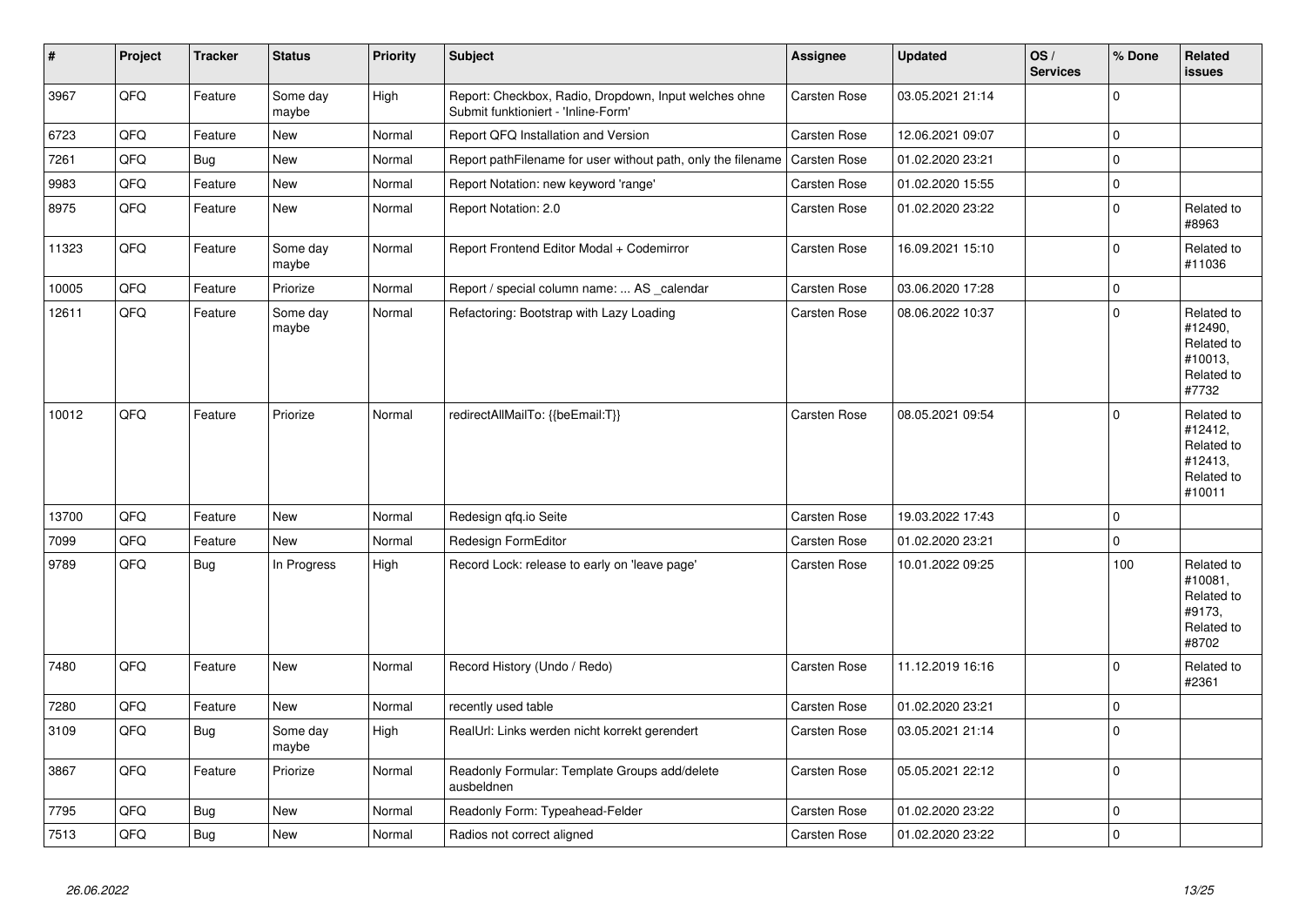| # | Project | Tracker | Status | Priority | Subject | Assignee | Updated | OS / Services | % Done | Related issues |
|---|---|---|---|---|---|---|---|---|---|---|
| 3967 | QFQ | Feature | Some day maybe | High | Report: Checkbox, Radio, Dropdown, Input welches ohne Submit funktioniert - 'Inline-Form' | Carsten Rose | 03.05.2021 21:14 | | 0 | |
| 6723 | QFQ | Feature | New | Normal | Report QFQ Installation and Version | Carsten Rose | 12.06.2021 09:07 | | 0 | |
| 7261 | QFQ | Bug | New | Normal | Report pathFilename for user without path, only the filename | Carsten Rose | 01.02.2020 23:21 | | 0 | |
| 9983 | QFQ | Feature | New | Normal | Report Notation: new keyword 'range' | Carsten Rose | 01.02.2020 15:55 | | 0 | |
| 8975 | QFQ | Feature | New | Normal | Report Notation: 2.0 | Carsten Rose | 01.02.2020 23:22 | | 0 | Related to #8963 |
| 11323 | QFQ | Feature | Some day maybe | Normal | Report Frontend Editor Modal + Codemirror | Carsten Rose | 16.09.2021 15:10 | | 0 | Related to #11036 |
| 10005 | QFQ | Feature | Priorize | Normal | Report / special column name: ... AS _calendar | Carsten Rose | 03.06.2020 17:28 | | 0 | |
| 12611 | QFQ | Feature | Some day maybe | Normal | Refactoring: Bootstrap with Lazy Loading | Carsten Rose | 08.06.2022 10:37 | | 0 | Related to #12490, Related to #10013, Related to #7732 |
| 10012 | QFQ | Feature | Priorize | Normal | redirectAllMailTo: {{beEmail:T}} | Carsten Rose | 08.05.2021 09:54 | | 0 | Related to #12412, Related to #12413, Related to #10011 |
| 13700 | QFQ | Feature | New | Normal | Redesign qfq.io Seite | Carsten Rose | 19.03.2022 17:43 | | 0 | |
| 7099 | QFQ | Feature | New | Normal | Redesign FormEditor | Carsten Rose | 01.02.2020 23:21 | | 0 | |
| 9789 | QFQ | Bug | In Progress | High | Record Lock: release to early on 'leave page' | Carsten Rose | 10.01.2022 09:25 | | 100 | Related to #10081, Related to #9173, Related to #8702 |
| 7480 | QFQ | Feature | New | Normal | Record History (Undo / Redo) | Carsten Rose | 11.12.2019 16:16 | | 0 | Related to #2361 |
| 7280 | QFQ | Feature | New | Normal | recently used table | Carsten Rose | 01.02.2020 23:21 | | 0 | |
| 3109 | QFQ | Bug | Some day maybe | High | RealUrl: Links werden nicht korrekt gerendert | Carsten Rose | 03.05.2021 21:14 | | 0 | |
| 3867 | QFQ | Feature | Priorize | Normal | Readonly Formular: Template Groups add/delete ausbeldnen | Carsten Rose | 05.05.2021 22:12 | | 0 | |
| 7795 | QFQ | Bug | New | Normal | Readonly Form: Typeahead-Felder | Carsten Rose | 01.02.2020 23:22 | | 0 | |
| 7513 | QFQ | Bug | New | Normal | Radios not correct aligned | Carsten Rose | 01.02.2020 23:22 | | 0 | |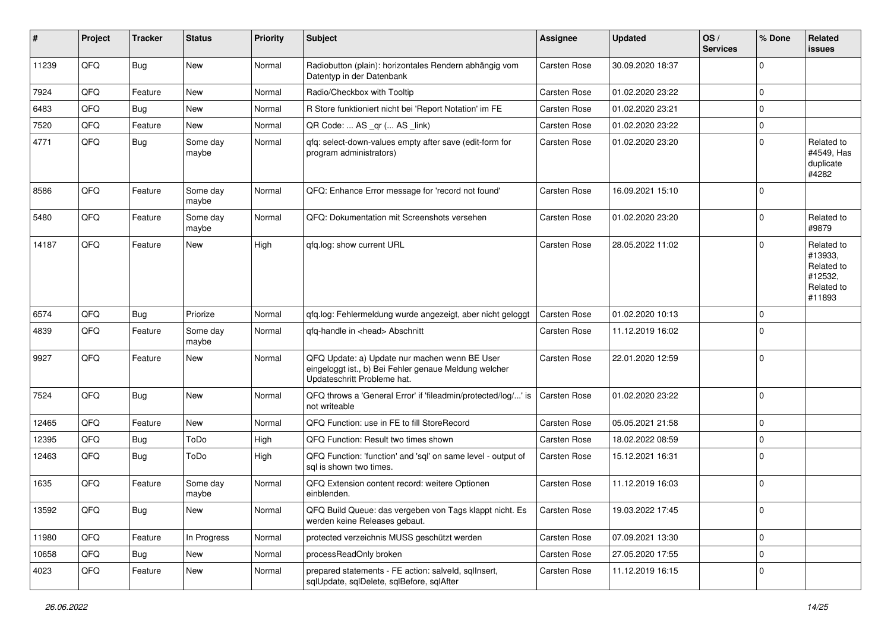| # | Project | Tracker | Status | Priority | Subject | Assignee | Updated | OS / Services | % Done | Related issues |
|---|---|---|---|---|---|---|---|---|---|---|
| 11239 | QFQ | Bug | New | Normal | Radiobutton (plain): horizontales Rendern abhängig vom Datentyp in der Datenbank | Carsten Rose | 30.09.2020 18:37 | | 0 | |
| 7924 | QFQ | Feature | New | Normal | Radio/Checkbox with Tooltip | Carsten Rose | 01.02.2020 23:22 | | 0 | |
| 6483 | QFQ | Bug | New | Normal | R Store funktioniert nicht bei 'Report Notation' im FE | Carsten Rose | 01.02.2020 23:21 | | 0 | |
| 7520 | QFQ | Feature | New | Normal | QR Code: ... AS _qr ( ... AS _link) | Carsten Rose | 01.02.2020 23:22 | | 0 | |
| 4771 | QFQ | Bug | Some day maybe | Normal | qfq: select-down-values empty after save (edit-form for program administrators) | Carsten Rose | 01.02.2020 23:20 | | 0 | Related to #4549, Has duplicate #4282 |
| 8586 | QFQ | Feature | Some day maybe | Normal | QFQ: Enhance Error message for 'record not found' | Carsten Rose | 16.09.2021 15:10 | | 0 | |
| 5480 | QFQ | Feature | Some day maybe | Normal | QFQ: Dokumentation mit Screenshots versehen | Carsten Rose | 01.02.2020 23:20 | | 0 | Related to #9879 |
| 14187 | QFQ | Feature | New | High | qfq.log: show current URL | Carsten Rose | 28.05.2022 11:02 | | 0 | Related to #13933, Related to #12532, Related to #11893 |
| 6574 | QFQ | Bug | Priorize | Normal | qfq.log: Fehlermeldung wurde angezeigt, aber nicht geloggt | Carsten Rose | 01.02.2020 10:13 | | 0 | |
| 4839 | QFQ | Feature | Some day maybe | Normal | qfq-handle in <head> Abschnitt | Carsten Rose | 11.12.2019 16:02 | | 0 | |
| 9927 | QFQ | Feature | New | Normal | QFQ Update: a) Update nur machen wenn BE User eingeloggt ist., b) Bei Fehler genaue Meldung welcher Updateschritt Probleme hat. | Carsten Rose | 22.01.2020 12:59 | | 0 | |
| 7524 | QFQ | Bug | New | Normal | QFQ throws a 'General Error' if 'fileadmin/protected/log/...' is not writeable | Carsten Rose | 01.02.2020 23:22 | | 0 | |
| 12465 | QFQ | Feature | New | Normal | QFQ Function: use in FE to fill StoreRecord | Carsten Rose | 05.05.2021 21:58 | | 0 | |
| 12395 | QFQ | Bug | ToDo | High | QFQ Function: Result two times shown | Carsten Rose | 18.02.2022 08:59 | | 0 | |
| 12463 | QFQ | Bug | ToDo | High | QFQ Function: 'function' and 'sql' on same level - output of sql is shown two times. | Carsten Rose | 15.12.2021 16:31 | | 0 | |
| 1635 | QFQ | Feature | Some day maybe | Normal | QFQ Extension content record: weitere Optionen einblenden. | Carsten Rose | 11.12.2019 16:03 | | 0 | |
| 13592 | QFQ | Bug | New | Normal | QFQ Build Queue: das vergeben von Tags klappt nicht. Es werden keine Releases gebaut. | Carsten Rose | 19.03.2022 17:45 | | 0 | |
| 11980 | QFQ | Feature | In Progress | Normal | protected verzeichnis MUSS geschützt werden | Carsten Rose | 07.09.2021 13:30 | | 0 | |
| 10658 | QFQ | Bug | New | Normal | processReadOnly broken | Carsten Rose | 27.05.2020 17:55 | | 0 | |
| 4023 | QFQ | Feature | New | Normal | prepared statements - FE action: saveId, sqlInsert, sqlUpdate, sqlDelete, sqlBefore, sqlAfter | Carsten Rose | 11.12.2019 16:15 | | 0 | |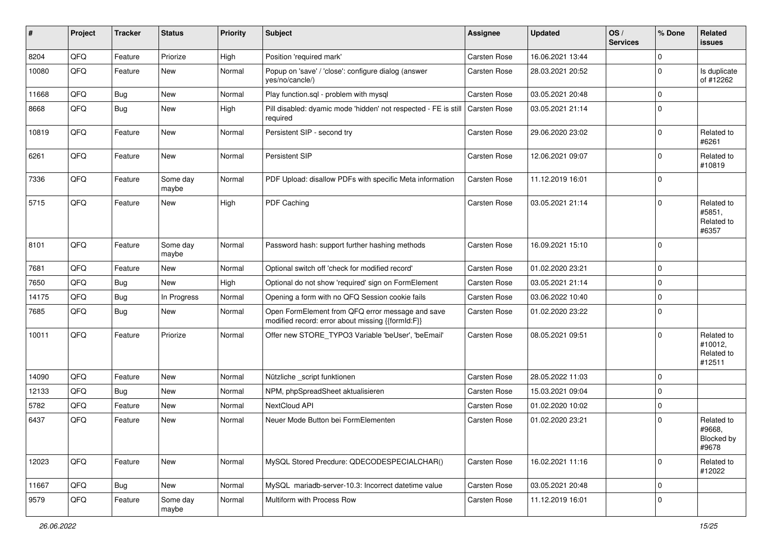| # | Project | Tracker | Status | Priority | Subject | Assignee | Updated | OS / Services | % Done | Related issues |
|---|---|---|---|---|---|---|---|---|---|---|
| 8204 | QFQ | Feature | Priorize | High | Position 'required mark' | Carsten Rose | 16.06.2021 13:44 | | 0 | |
| 10080 | QFQ | Feature | New | Normal | Popup on 'save' / 'close': configure dialog (answer yes/no/cancle/) | Carsten Rose | 28.03.2021 20:52 | | 0 | Is duplicate of #12262 |
| 11668 | QFQ | Bug | New | Normal | Play function.sql - problem with mysql | Carsten Rose | 03.05.2021 20:48 | | 0 | |
| 8668 | QFQ | Bug | New | High | Pill disabled: dyamic mode 'hidden' not respected - FE is still required | Carsten Rose | 03.05.2021 21:14 | | 0 | |
| 10819 | QFQ | Feature | New | Normal | Persistent SIP - second try | Carsten Rose | 29.06.2020 23:02 | | 0 | Related to #6261 |
| 6261 | QFQ | Feature | New | Normal | Persistent SIP | Carsten Rose | 12.06.2021 09:07 | | 0 | Related to #10819 |
| 7336 | QFQ | Feature | Some day maybe | Normal | PDF Upload: disallow PDFs with specific Meta information | Carsten Rose | 11.12.2019 16:01 | | 0 | |
| 5715 | QFQ | Feature | New | High | PDF Caching | Carsten Rose | 03.05.2021 21:14 | | 0 | Related to #5851, Related to #6357 |
| 8101 | QFQ | Feature | Some day maybe | Normal | Password hash: support further hashing methods | Carsten Rose | 16.09.2021 15:10 | | 0 | |
| 7681 | QFQ | Feature | New | Normal | Optional switch off 'check for modified record' | Carsten Rose | 01.02.2020 23:21 | | 0 | |
| 7650 | QFQ | Bug | New | High | Optional do not show 'required' sign on FormElement | Carsten Rose | 03.05.2021 21:14 | | 0 | |
| 14175 | QFQ | Bug | In Progress | Normal | Opening a form with no QFQ Session cookie fails | Carsten Rose | 03.06.2022 10:40 | | 0 | |
| 7685 | QFQ | Bug | New | Normal | Open FormElement from QFQ error message and save modified record: error about missing {{formId:F}} | Carsten Rose | 01.02.2020 23:22 | | 0 | |
| 10011 | QFQ | Feature | Priorize | Normal | Offer new STORE_TYPO3 Variable 'beUser', 'beEmail' | Carsten Rose | 08.05.2021 09:51 | | 0 | Related to #10012, Related to #12511 |
| 14090 | QFQ | Feature | New | Normal | Nützliche _script funktionen | Carsten Rose | 28.05.2022 11:03 | | 0 | |
| 12133 | QFQ | Bug | New | Normal | NPM, phpSpreadSheet aktualisieren | Carsten Rose | 15.03.2021 09:04 | | 0 | |
| 5782 | QFQ | Feature | New | Normal | NextCloud API | Carsten Rose | 01.02.2020 10:02 | | 0 | |
| 6437 | QFQ | Feature | New | Normal | Neuer Mode Button bei FormElementen | Carsten Rose | 01.02.2020 23:21 | | 0 | Related to #9668, Blocked by #9678 |
| 12023 | QFQ | Feature | New | Normal | MySQL Stored Precdure: QDECODESPECIALCHAR() | Carsten Rose | 16.02.2021 11:16 | | 0 | Related to #12022 |
| 11667 | QFQ | Bug | New | Normal | MySQL mariadb-server-10.3: Incorrect datetime value | Carsten Rose | 03.05.2021 20:48 | | 0 | |
| 9579 | QFQ | Feature | Some day maybe | Normal | Multiform with Process Row | Carsten Rose | 11.12.2019 16:01 | | 0 | |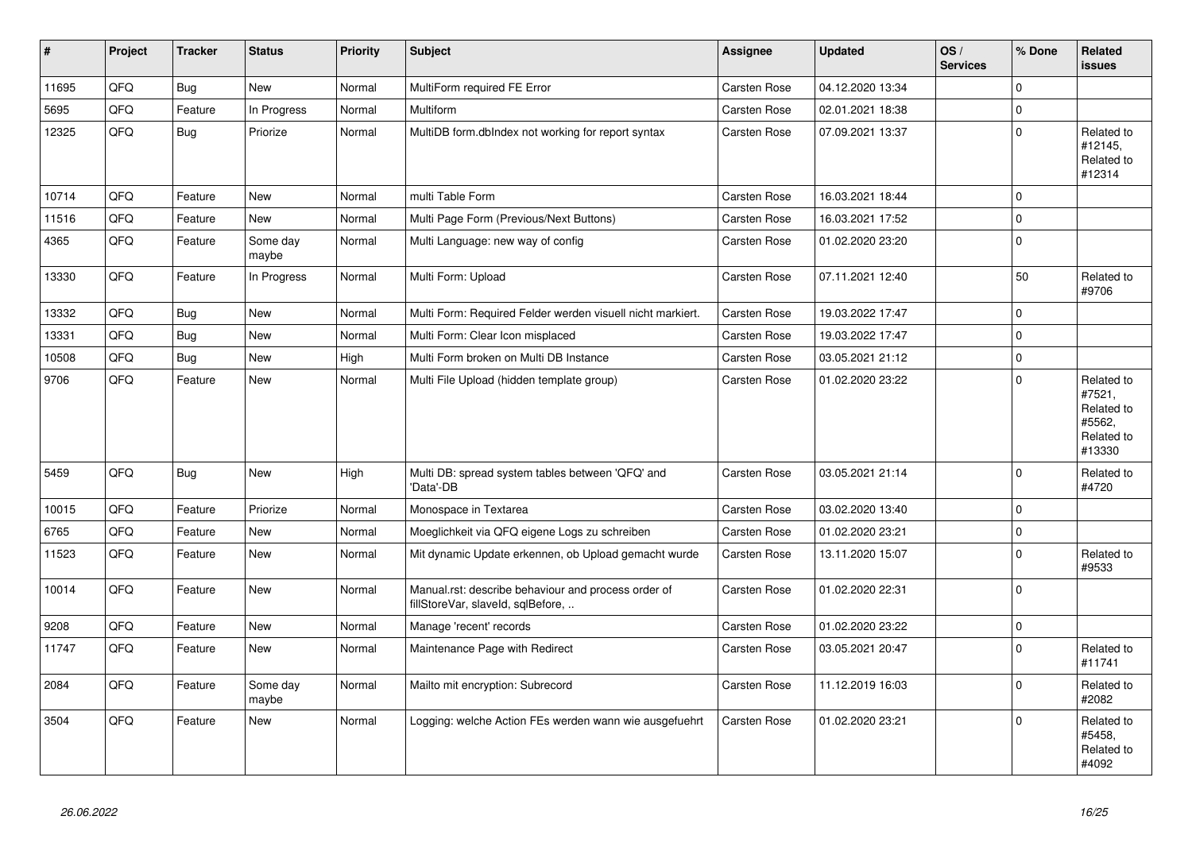| # | Project | Tracker | Status | Priority | Subject | Assignee | Updated | OS / Services | % Done | Related issues |
|---|---|---|---|---|---|---|---|---|---|---|
| 11695 | QFQ | Bug | New | Normal | MultiForm required FE Error | Carsten Rose | 04.12.2020 13:34 | | 0 | |
| 5695 | QFQ | Feature | In Progress | Normal | Multiform | Carsten Rose | 02.01.2021 18:38 | | 0 | |
| 12325 | QFQ | Bug | Priorize | Normal | MultiDB form.dbIndex not working for report syntax | Carsten Rose | 07.09.2021 13:37 | | 0 | Related to #12145, Related to #12314 |
| 10714 | QFQ | Feature | New | Normal | multi Table Form | Carsten Rose | 16.03.2021 18:44 | | 0 | |
| 11516 | QFQ | Feature | New | Normal | Multi Page Form (Previous/Next Buttons) | Carsten Rose | 16.03.2021 17:52 | | 0 | |
| 4365 | QFQ | Feature | Some day maybe | Normal | Multi Language: new way of config | Carsten Rose | 01.02.2020 23:20 | | 0 | |
| 13330 | QFQ | Feature | In Progress | Normal | Multi Form: Upload | Carsten Rose | 07.11.2021 12:40 | | 50 | Related to #9706 |
| 13332 | QFQ | Bug | New | Normal | Multi Form: Required Felder werden visuell nicht markiert. | Carsten Rose | 19.03.2022 17:47 | | 0 | |
| 13331 | QFQ | Bug | New | Normal | Multi Form: Clear Icon misplaced | Carsten Rose | 19.03.2022 17:47 | | 0 | |
| 10508 | QFQ | Bug | New | High | Multi Form broken on Multi DB Instance | Carsten Rose | 03.05.2021 21:12 | | 0 | |
| 9706 | QFQ | Feature | New | Normal | Multi File Upload (hidden template group) | Carsten Rose | 01.02.2020 23:22 | | 0 | Related to #7521, Related to #5562, Related to #13330 |
| 5459 | QFQ | Bug | New | High | Multi DB: spread system tables between 'QFQ' and 'Data'-DB | Carsten Rose | 03.05.2021 21:14 | | 0 | Related to #4720 |
| 10015 | QFQ | Feature | Priorize | Normal | Monospace in Textarea | Carsten Rose | 03.02.2020 13:40 | | 0 | |
| 6765 | QFQ | Feature | New | Normal | Moeglichkeit via QFQ eigene Logs zu schreiben | Carsten Rose | 01.02.2020 23:21 | | 0 | |
| 11523 | QFQ | Feature | New | Normal | Mit dynamic Update erkennen, ob Upload gemacht wurde | Carsten Rose | 13.11.2020 15:07 | | 0 | Related to #9533 |
| 10014 | QFQ | Feature | New | Normal | Manual.rst: describe behaviour and process order of fillStoreVar, slaveId, sqlBefore, .. | Carsten Rose | 01.02.2020 22:31 | | 0 | |
| 9208 | QFQ | Feature | New | Normal | Manage 'recent' records | Carsten Rose | 01.02.2020 23:22 | | 0 | |
| 11747 | QFQ | Feature | New | Normal | Maintenance Page with Redirect | Carsten Rose | 03.05.2021 20:47 | | 0 | Related to #11741 |
| 2084 | QFQ | Feature | Some day maybe | Normal | Mailto mit encryption: Subrecord | Carsten Rose | 11.12.2019 16:03 | | 0 | Related to #2082 |
| 3504 | QFQ | Feature | New | Normal | Logging: welche Action FEs werden wann wie ausgefuehrt | Carsten Rose | 01.02.2020 23:21 | | 0 | Related to #5458, Related to #4092 |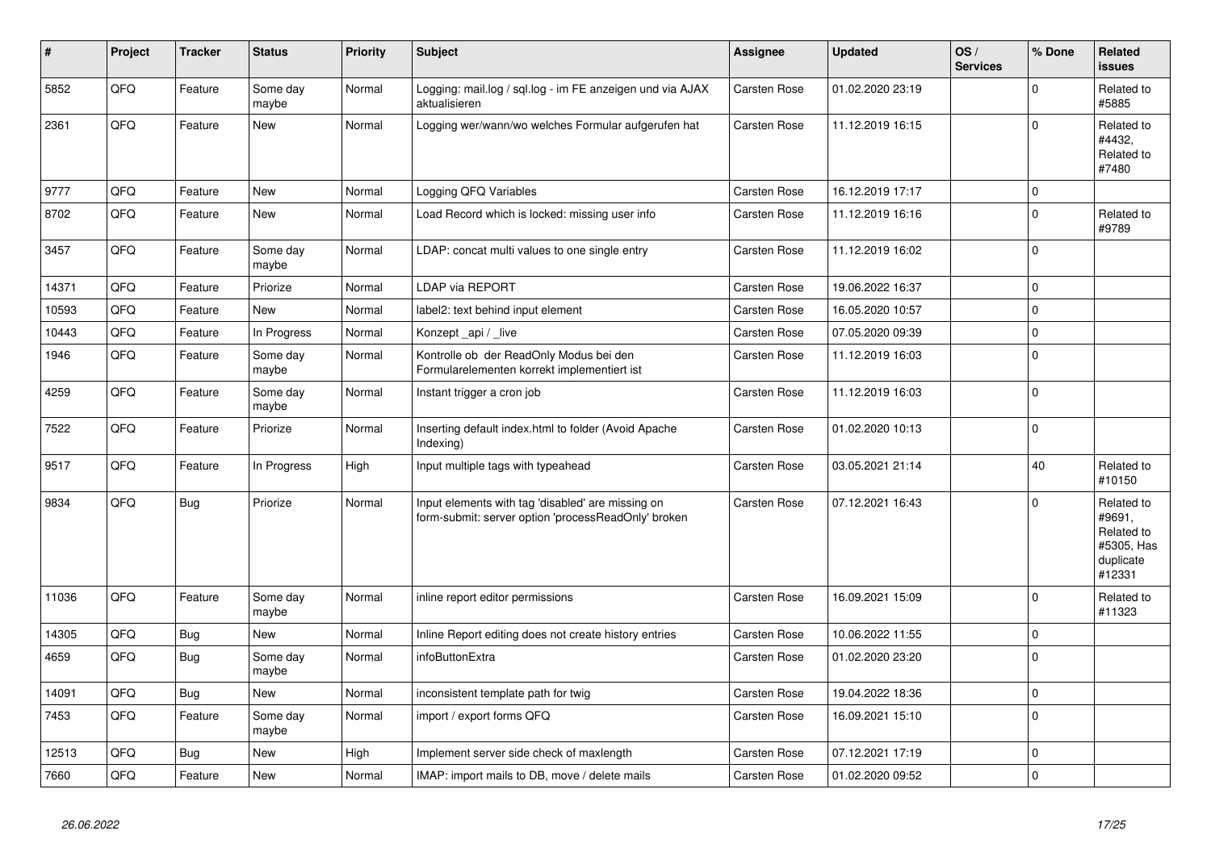| # | Project | Tracker | Status | Priority | Subject | Assignee | Updated | OS / Services | % Done | Related issues |
|---|---|---|---|---|---|---|---|---|---|---|
| 5852 | QFQ | Feature | Some day maybe | Normal | Logging: mail.log / sql.log - im FE anzeigen und via AJAX aktualisieren | Carsten Rose | 01.02.2020 23:19 | | 0 | Related to #5885 |
| 2361 | QFQ | Feature | New | Normal | Logging wer/wann/wo welches Formular aufgerufen hat | Carsten Rose | 11.12.2019 16:15 | | 0 | Related to #4432, Related to #7480 |
| 9777 | QFQ | Feature | New | Normal | Logging QFQ Variables | Carsten Rose | 16.12.2019 17:17 | | 0 | |
| 8702 | QFQ | Feature | New | Normal | Load Record which is locked: missing user info | Carsten Rose | 11.12.2019 16:16 | | 0 | Related to #9789 |
| 3457 | QFQ | Feature | Some day maybe | Normal | LDAP: concat multi values to one single entry | Carsten Rose | 11.12.2019 16:02 | | 0 | |
| 14371 | QFQ | Feature | Priorize | Normal | LDAP via REPORT | Carsten Rose | 19.06.2022 16:37 | | 0 | |
| 10593 | QFQ | Feature | New | Normal | label2: text behind input element | Carsten Rose | 16.05.2020 10:57 | | 0 | |
| 10443 | QFQ | Feature | In Progress | Normal | Konzept _api / _live | Carsten Rose | 07.05.2020 09:39 | | 0 | |
| 1946 | QFQ | Feature | Some day maybe | Normal | Kontrolle ob der ReadOnly Modus bei den Formularelementen korrekt implementiert ist | Carsten Rose | 11.12.2019 16:03 | | 0 | |
| 4259 | QFQ | Feature | Some day maybe | Normal | Instant trigger a cron job | Carsten Rose | 11.12.2019 16:03 | | 0 | |
| 7522 | QFQ | Feature | Priorize | Normal | Inserting default index.html to folder (Avoid Apache Indexing) | Carsten Rose | 01.02.2020 10:13 | | 0 | |
| 9517 | QFQ | Feature | In Progress | High | Input multiple tags with typeahead | Carsten Rose | 03.05.2021 21:14 | | 40 | Related to #10150 |
| 9834 | QFQ | Bug | Priorize | Normal | Input elements with tag 'disabled' are missing on form-submit: server option 'processReadOnly' broken | Carsten Rose | 07.12.2021 16:43 | | 0 | Related to #9691, Related to #5305, Has duplicate #12331 |
| 11036 | QFQ | Feature | Some day maybe | Normal | inline report editor permissions | Carsten Rose | 16.09.2021 15:09 | | 0 | Related to #11323 |
| 14305 | QFQ | Bug | New | Normal | Inline Report editing does not create history entries | Carsten Rose | 10.06.2022 11:55 | | 0 | |
| 4659 | QFQ | Bug | Some day maybe | Normal | infoButtonExtra | Carsten Rose | 01.02.2020 23:20 | | 0 | |
| 14091 | QFQ | Bug | New | Normal | inconsistent template path for twig | Carsten Rose | 19.04.2022 18:36 | | 0 | |
| 7453 | QFQ | Feature | Some day maybe | Normal | import / export forms QFQ | Carsten Rose | 16.09.2021 15:10 | | 0 | |
| 12513 | QFQ | Bug | New | High | Implement server side check of maxlength | Carsten Rose | 07.12.2021 17:19 | | 0 | |
| 7660 | QFQ | Feature | New | Normal | IMAP: import mails to DB, move / delete mails | Carsten Rose | 01.02.2020 09:52 | | 0 | |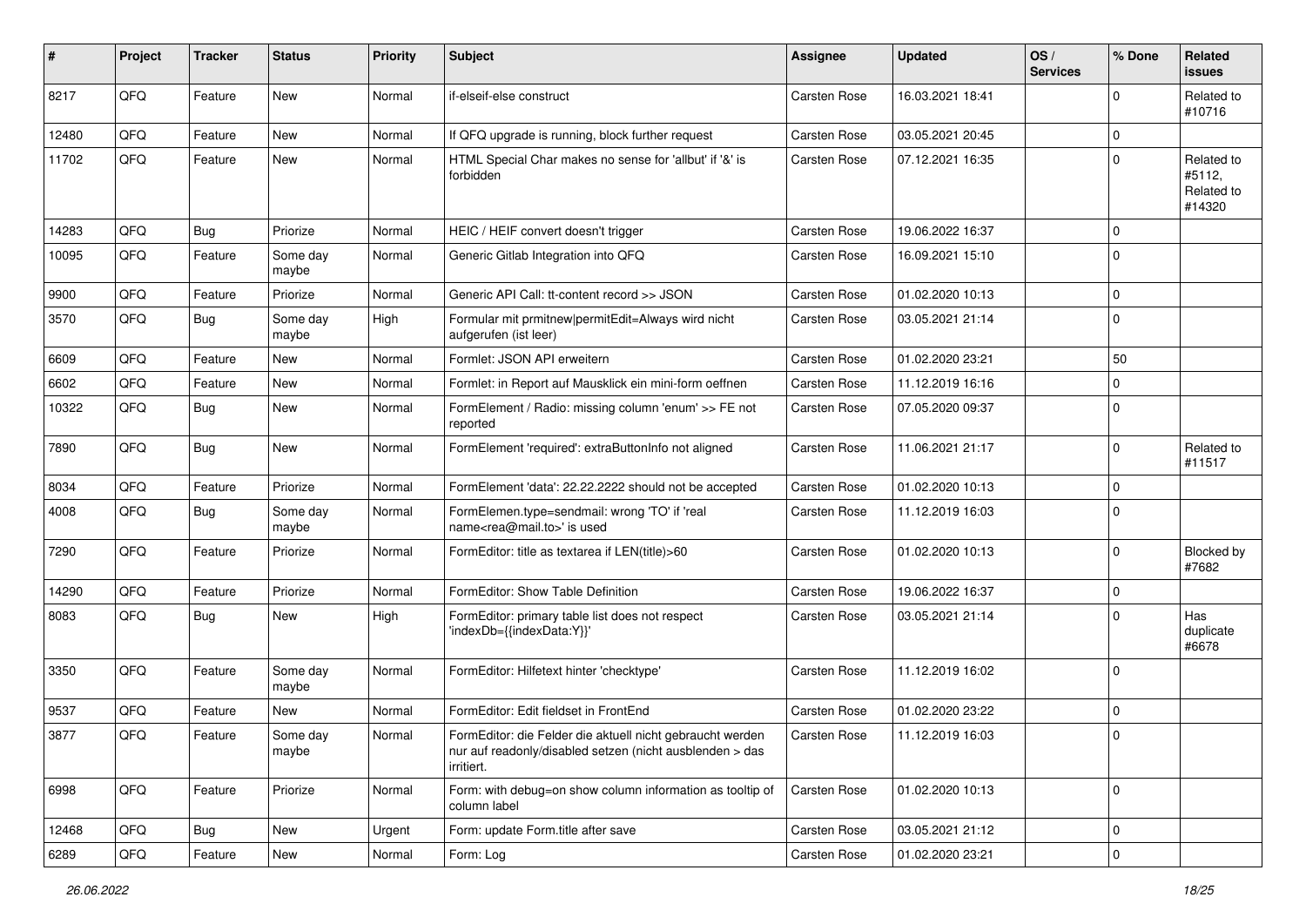| # | Project | Tracker | Status | Priority | Subject | Assignee | Updated | OS / Services | % Done | Related issues |
|---|---|---|---|---|---|---|---|---|---|---|
| 8217 | QFQ | Feature | New | Normal | if-elseif-else construct | Carsten Rose | 16.03.2021 18:41 | | 0 | Related to #10716 |
| 12480 | QFQ | Feature | New | Normal | If QFQ upgrade is running, block further request | Carsten Rose | 03.05.2021 20:45 | | 0 | |
| 11702 | QFQ | Feature | New | Normal | HTML Special Char makes no sense for 'allbut' if '&' is forbidden | Carsten Rose | 07.12.2021 16:35 | | 0 | Related to #5112, Related to #14320 |
| 14283 | QFQ | Bug | Priorize | Normal | HEIC / HEIF convert doesn't trigger | Carsten Rose | 19.06.2022 16:37 | | 0 | |
| 10095 | QFQ | Feature | Some day maybe | Normal | Generic Gitlab Integration into QFQ | Carsten Rose | 16.09.2021 15:10 | | 0 | |
| 9900 | QFQ | Feature | Priorize | Normal | Generic API Call: tt-content record >> JSON | Carsten Rose | 01.02.2020 10:13 | | 0 | |
| 3570 | QFQ | Bug | Some day maybe | High | Formular mit prmitnew\|permitEdit=Always wird nicht aufgerufen (ist leer) | Carsten Rose | 03.05.2021 21:14 | | 0 | |
| 6609 | QFQ | Feature | New | Normal | Formlet: JSON API erweitern | Carsten Rose | 01.02.2020 23:21 | | 50 | |
| 6602 | QFQ | Feature | New | Normal | Formlet: in Report auf Mausklick ein mini-form oeffnen | Carsten Rose | 11.12.2019 16:16 | | 0 | |
| 10322 | QFQ | Bug | New | Normal | FormElement / Radio: missing column 'enum' >> FE not reported | Carsten Rose | 07.05.2020 09:37 | | 0 | |
| 7890 | QFQ | Bug | New | Normal | FormElement 'required': extraButtonInfo not aligned | Carsten Rose | 11.06.2021 21:17 | | 0 | Related to #11517 |
| 8034 | QFQ | Feature | Priorize | Normal | FormElement 'data': 22.22.2222 should not be accepted | Carsten Rose | 01.02.2020 10:13 | | 0 | |
| 4008 | QFQ | Bug | Some day maybe | Normal | FormElemen.type=sendmail: wrong 'TO' if 'real name<rea@mail.to>' is used | Carsten Rose | 11.12.2019 16:03 | | 0 | |
| 7290 | QFQ | Feature | Priorize | Normal | FormEditor: title as textarea if LEN(title)>60 | Carsten Rose | 01.02.2020 10:13 | | 0 | Blocked by #7682 |
| 14290 | QFQ | Feature | Priorize | Normal | FormEditor: Show Table Definition | Carsten Rose | 19.06.2022 16:37 | | 0 | |
| 8083 | QFQ | Bug | New | High | FormEditor: primary table list does not respect 'indexDb={{indexData:Y}}' | Carsten Rose | 03.05.2021 21:14 | | 0 | Has duplicate #6678 |
| 3350 | QFQ | Feature | Some day maybe | Normal | FormEditor: Hilfetext hinter 'checktype' | Carsten Rose | 11.12.2019 16:02 | | 0 | |
| 9537 | QFQ | Feature | New | Normal | FormEditor: Edit fieldset in FrontEnd | Carsten Rose | 01.02.2020 23:22 | | 0 | |
| 3877 | QFQ | Feature | Some day maybe | Normal | FormEditor: die Felder die aktuell nicht gebraucht werden nur auf readonly/disabled setzen (nicht ausblenden > das irritiert. | Carsten Rose | 11.12.2019 16:03 | | 0 | |
| 6998 | QFQ | Feature | Priorize | Normal | Form: with debug=on show column information as tooltip of column label | Carsten Rose | 01.02.2020 10:13 | | 0 | |
| 12468 | QFQ | Bug | New | Urgent | Form: update Form.title after save | Carsten Rose | 03.05.2021 21:12 | | 0 | |
| 6289 | QFQ | Feature | New | Normal | Form: Log | Carsten Rose | 01.02.2020 23:21 | | 0 | |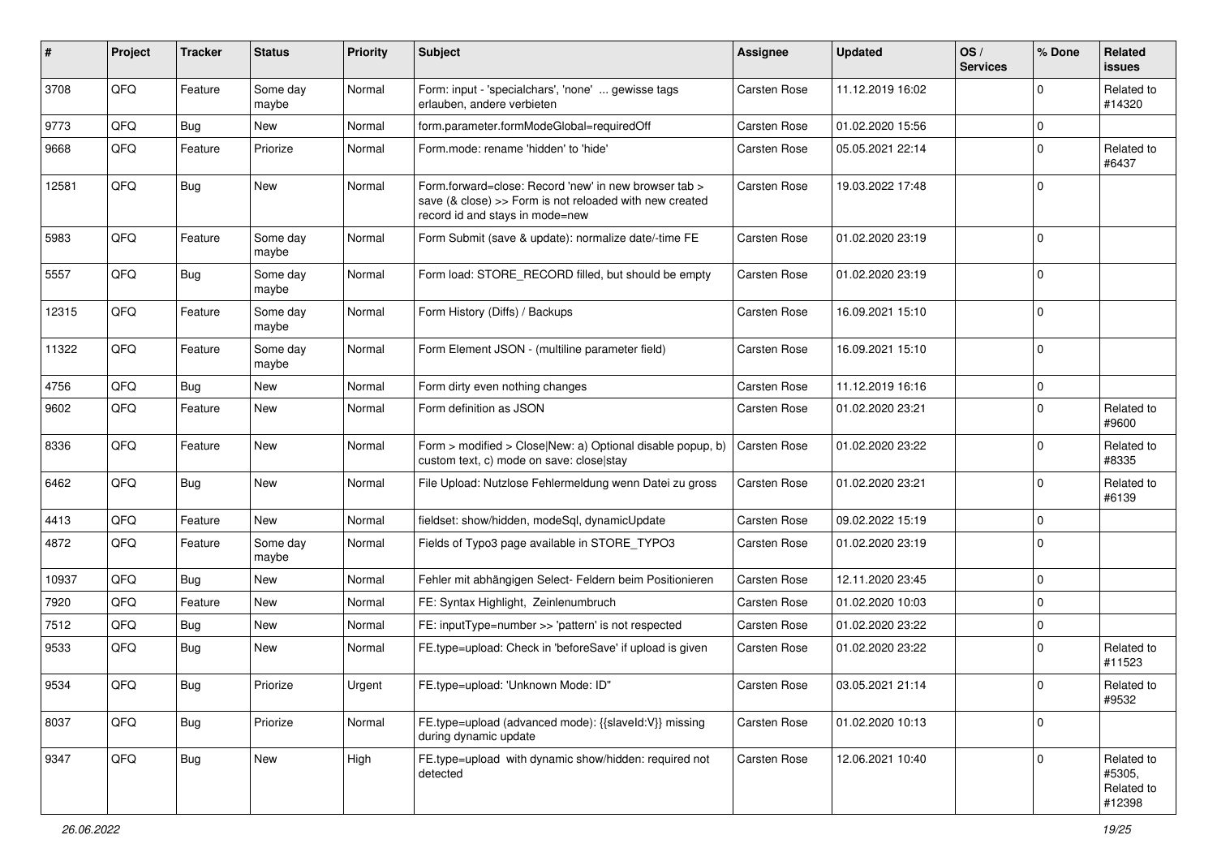| # | Project | Tracker | Status | Priority | Subject | Assignee | Updated | OS / Services | % Done | Related issues |
|---|---|---|---|---|---|---|---|---|---|---|
| 3708 | QFQ | Feature | Some day maybe | Normal | Form: input - 'specialchars', 'none' ... gewisse tags erlauben, andere verbieten | Carsten Rose | 11.12.2019 16:02 | | 0 | Related to #14320 |
| 9773 | QFQ | Bug | New | Normal | form.parameter.formModeGlobal=requiredOff | Carsten Rose | 01.02.2020 15:56 | | 0 | |
| 9668 | QFQ | Feature | Priorize | Normal | Form.mode: rename 'hidden' to 'hide' | Carsten Rose | 05.05.2021 22:14 | | 0 | Related to #6437 |
| 12581 | QFQ | Bug | New | Normal | Form.forward=close: Record 'new' in new browser tab > save (& close) >> Form is not reloaded with new created record id and stays in mode=new | Carsten Rose | 19.03.2022 17:48 | | 0 | |
| 5983 | QFQ | Feature | Some day maybe | Normal | Form Submit (save & update): normalize date/-time FE | Carsten Rose | 01.02.2020 23:19 | | 0 | |
| 5557 | QFQ | Bug | Some day maybe | Normal | Form load: STORE_RECORD filled, but should be empty | Carsten Rose | 01.02.2020 23:19 | | 0 | |
| 12315 | QFQ | Feature | Some day maybe | Normal | Form History (Diffs) / Backups | Carsten Rose | 16.09.2021 15:10 | | 0 | |
| 11322 | QFQ | Feature | Some day maybe | Normal | Form Element JSON - (multiline parameter field) | Carsten Rose | 16.09.2021 15:10 | | 0 | |
| 4756 | QFQ | Bug | New | Normal | Form dirty even nothing changes | Carsten Rose | 11.12.2019 16:16 | | 0 | |
| 9602 | QFQ | Feature | New | Normal | Form definition as JSON | Carsten Rose | 01.02.2020 23:21 | | 0 | Related to #9600 |
| 8336 | QFQ | Feature | New | Normal | Form > modified > Close\|New: a) Optional disable popup, b) custom text, c) mode on save: close\|stay | Carsten Rose | 01.02.2020 23:22 | | 0 | Related to #8335 |
| 6462 | QFQ | Bug | New | Normal | File Upload: Nutzlose Fehlermeldung wenn Datei zu gross | Carsten Rose | 01.02.2020 23:21 | | 0 | Related to #6139 |
| 4413 | QFQ | Feature | New | Normal | fieldset: show/hidden, modeSql, dynamicUpdate | Carsten Rose | 09.02.2022 15:19 | | 0 | |
| 4872 | QFQ | Feature | Some day maybe | Normal | Fields of Typo3 page available in STORE_TYPO3 | Carsten Rose | 01.02.2020 23:19 | | 0 | |
| 10937 | QFQ | Bug | New | Normal | Fehler mit abhängigen Select- Feldern beim Positionieren | Carsten Rose | 12.11.2020 23:45 | | 0 | |
| 7920 | QFQ | Feature | New | Normal | FE: Syntax Highlight, Zeinlenumbruch | Carsten Rose | 01.02.2020 10:03 | | 0 | |
| 7512 | QFQ | Bug | New | Normal | FE: inputType=number >> 'pattern' is not respected | Carsten Rose | 01.02.2020 23:22 | | 0 | |
| 9533 | QFQ | Bug | New | Normal | FE.type=upload: Check in 'beforeSave' if upload is given | Carsten Rose | 01.02.2020 23:22 | | 0 | Related to #11523 |
| 9534 | QFQ | Bug | Priorize | Urgent | FE.type=upload: 'Unknown Mode: ID" | Carsten Rose | 03.05.2021 21:14 | | 0 | Related to #9532 |
| 8037 | QFQ | Bug | Priorize | Normal | FE.type=upload (advanced mode): {{slaveId:V}} missing during dynamic update | Carsten Rose | 01.02.2020 10:13 | | 0 | |
| 9347 | QFQ | Bug | New | High | FE.type=upload with dynamic show/hidden: required not detected | Carsten Rose | 12.06.2021 10:40 | | 0 | Related to #5305, Related to #12398 |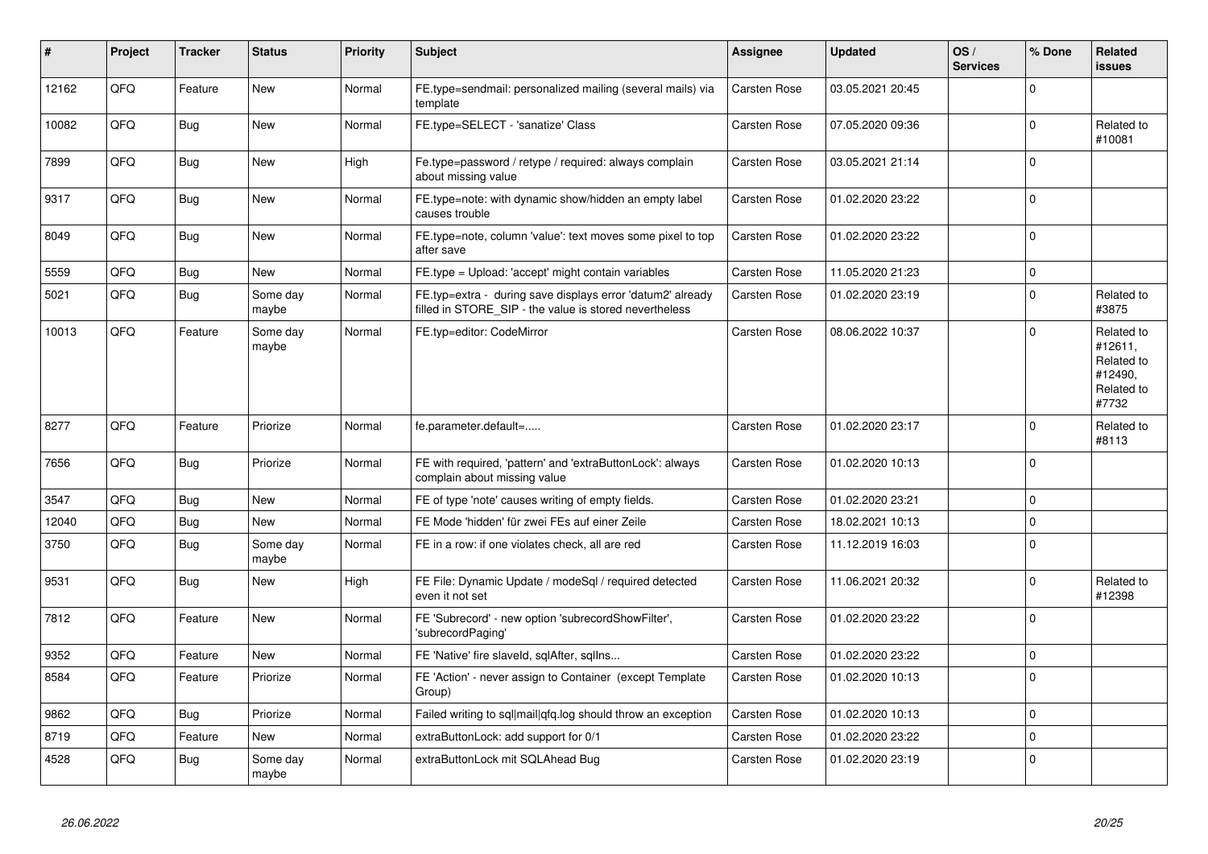| # | Project | Tracker | Status | Priority | Subject | Assignee | Updated | OS / Services | % Done | Related issues |
|---|---|---|---|---|---|---|---|---|---|---|
| 12162 | QFQ | Feature | New | Normal | FE.type=sendmail: personalized mailing (several mails) via template | Carsten Rose | 03.05.2021 20:45 | | 0 | |
| 10082 | QFQ | Bug | New | Normal | FE.type=SELECT - 'sanatize' Class | Carsten Rose | 07.05.2020 09:36 | | 0 | Related to #10081 |
| 7899 | QFQ | Bug | New | High | Fe.type=password / retype / required: always complain about missing value | Carsten Rose | 03.05.2021 21:14 | | 0 | |
| 9317 | QFQ | Bug | New | Normal | FE.type=note: with dynamic show/hidden an empty label causes trouble | Carsten Rose | 01.02.2020 23:22 | | 0 | |
| 8049 | QFQ | Bug | New | Normal | FE.type=note, column 'value': text moves some pixel to top after save | Carsten Rose | 01.02.2020 23:22 | | 0 | |
| 5559 | QFQ | Bug | New | Normal | FE.type = Upload: 'accept' might contain variables | Carsten Rose | 11.05.2020 21:23 | | 0 | |
| 5021 | QFQ | Bug | Some day maybe | Normal | FE.typ=extra - during save displays error 'datum2' already filled in STORE_SIP - the value is stored nevertheless | Carsten Rose | 01.02.2020 23:19 | | 0 | Related to #3875 |
| 10013 | QFQ | Feature | Some day maybe | Normal | FE.typ=editor: CodeMirror | Carsten Rose | 08.06.2022 10:37 | | 0 | Related to #12611, Related to #12490, Related to #7732 |
| 8277 | QFQ | Feature | Priorize | Normal | fe.parameter.default=..... | Carsten Rose | 01.02.2020 23:17 | | 0 | Related to #8113 |
| 7656 | QFQ | Bug | Priorize | Normal | FE with required, 'pattern' and 'extraButtonLock': always complain about missing value | Carsten Rose | 01.02.2020 10:13 | | 0 | |
| 3547 | QFQ | Bug | New | Normal | FE of type 'note' causes writing of empty fields. | Carsten Rose | 01.02.2020 23:21 | | 0 | |
| 12040 | QFQ | Bug | New | Normal | FE Mode 'hidden' für zwei FEs auf einer Zeile | Carsten Rose | 18.02.2021 10:13 | | 0 | |
| 3750 | QFQ | Bug | Some day maybe | Normal | FE in a row: if one violates check, all are red | Carsten Rose | 11.12.2019 16:03 | | 0 | |
| 9531 | QFQ | Bug | New | High | FE File: Dynamic Update / modeSql / required detected even it not set | Carsten Rose | 11.06.2021 20:32 | | 0 | Related to #12398 |
| 7812 | QFQ | Feature | New | Normal | FE 'Subrecord' - new option 'subrecordShowFilter', 'subrecordPaging' | Carsten Rose | 01.02.2020 23:22 | | 0 | |
| 9352 | QFQ | Feature | New | Normal | FE 'Native' fire slaveId, sqlAfter, sqlIns... | Carsten Rose | 01.02.2020 23:22 | | 0 | |
| 8584 | QFQ | Feature | Priorize | Normal | FE 'Action' - never assign to Container (except Template Group) | Carsten Rose | 01.02.2020 10:13 | | 0 | |
| 9862 | QFQ | Bug | Priorize | Normal | Failed writing to sql\|mail\|qfq.log should throw an exception | Carsten Rose | 01.02.2020 10:13 | | 0 | |
| 8719 | QFQ | Feature | New | Normal | extraButtonLock: add support for 0/1 | Carsten Rose | 01.02.2020 23:22 | | 0 | |
| 4528 | QFQ | Bug | Some day maybe | Normal | extraButtonLock mit SQLAhead Bug | Carsten Rose | 01.02.2020 23:19 | | 0 | |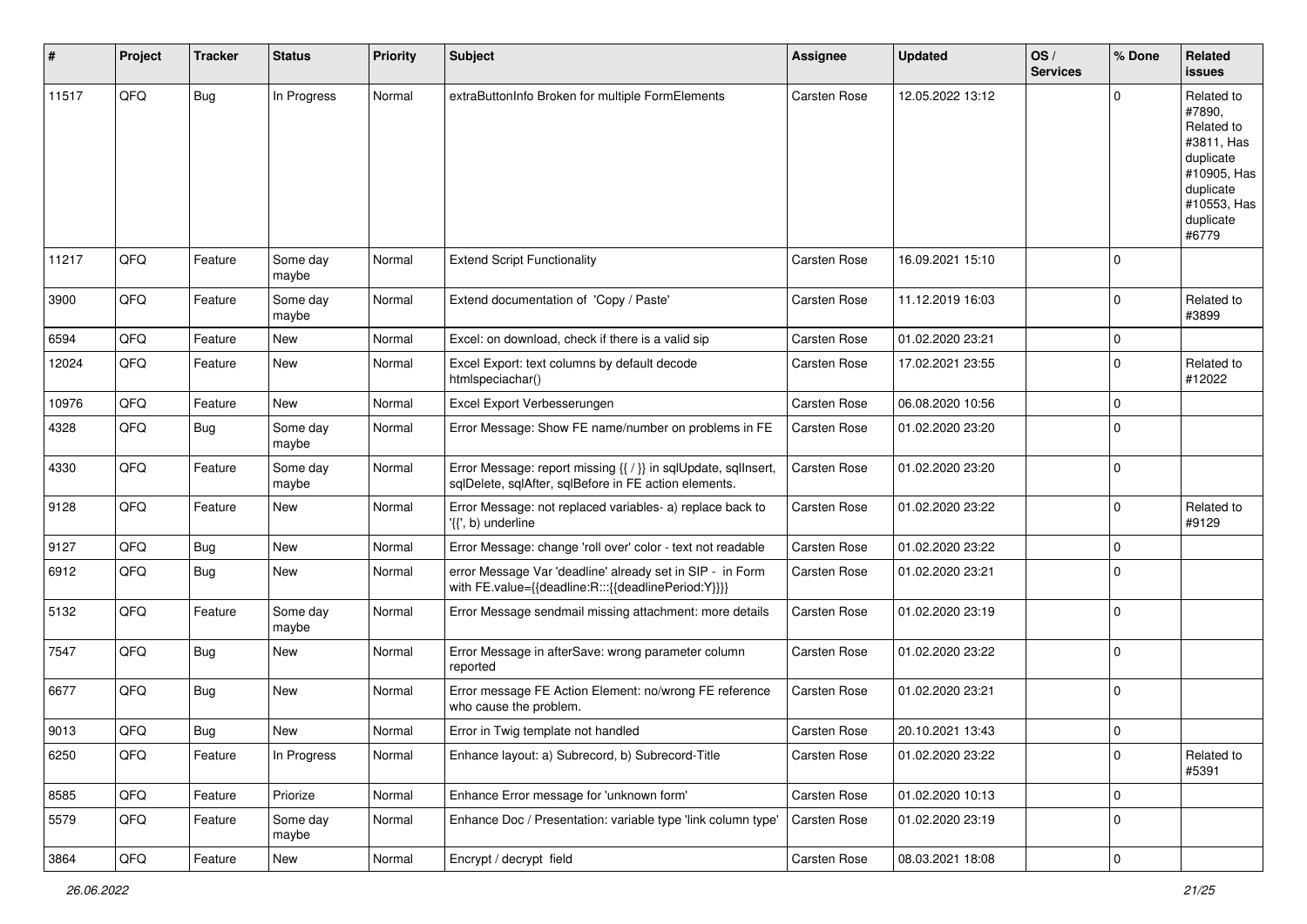| # | Project | Tracker | Status | Priority | Subject | Assignee | Updated | OS / Services | % Done | Related issues |
|---|---|---|---|---|---|---|---|---|---|---|
| 11517 | QFQ | Bug | In Progress | Normal | extraButtonInfo Broken for multiple FormElements | Carsten Rose | 12.05.2022 13:12 | | 0 | Related to #7890, Related to #3811, Has duplicate #10905, Has duplicate #10553, Has duplicate #6779 |
| 11217 | QFQ | Feature | Some day maybe | Normal | Extend Script Functionality | Carsten Rose | 16.09.2021 15:10 | | 0 | |
| 3900 | QFQ | Feature | Some day maybe | Normal | Extend documentation of 'Copy / Paste' | Carsten Rose | 11.12.2019 16:03 | | 0 | Related to #3899 |
| 6594 | QFQ | Feature | New | Normal | Excel: on download, check if there is a valid sip | Carsten Rose | 01.02.2020 23:21 | | 0 | |
| 12024 | QFQ | Feature | New | Normal | Excel Export: text columns by default decode htmlspeciachar() | Carsten Rose | 17.02.2021 23:55 | | 0 | Related to #12022 |
| 10976 | QFQ | Feature | New | Normal | Excel Export Verbesserungen | Carsten Rose | 06.08.2020 10:56 | | 0 | |
| 4328 | QFQ | Bug | Some day maybe | Normal | Error Message: Show FE name/number on problems in FE | Carsten Rose | 01.02.2020 23:20 | | 0 | |
| 4330 | QFQ | Feature | Some day maybe | Normal | Error Message: report missing {{ / }} in sqlUpdate, sqlInsert, sqlDelete, sqlAfter, sqlBefore in FE action elements. | Carsten Rose | 01.02.2020 23:20 | | 0 | |
| 9128 | QFQ | Feature | New | Normal | Error Message: not replaced variables- a) replace back to '{{', b) underline | Carsten Rose | 01.02.2020 23:22 | | 0 | Related to #9129 |
| 9127 | QFQ | Bug | New | Normal | Error Message: change 'roll over' color - text not readable | Carsten Rose | 01.02.2020 23:22 | | 0 | |
| 6912 | QFQ | Bug | New | Normal | error Message Var 'deadline' already set in SIP - in Form with FE.value={{deadline:R:::{{deadlinePeriod:Y}}}} | Carsten Rose | 01.02.2020 23:21 | | 0 | |
| 5132 | QFQ | Feature | Some day maybe | Normal | Error Message sendmail missing attachment: more details | Carsten Rose | 01.02.2020 23:19 | | 0 | |
| 7547 | QFQ | Bug | New | Normal | Error Message in afterSave: wrong parameter column reported | Carsten Rose | 01.02.2020 23:22 | | 0 | |
| 6677 | QFQ | Bug | New | Normal | Error message FE Action Element: no/wrong FE reference who cause the problem. | Carsten Rose | 01.02.2020 23:21 | | 0 | |
| 9013 | QFQ | Bug | New | Normal | Error in Twig template not handled | Carsten Rose | 20.10.2021 13:43 | | 0 | |
| 6250 | QFQ | Feature | In Progress | Normal | Enhance layout: a) Subrecord, b) Subrecord-Title | Carsten Rose | 01.02.2020 23:22 | | 0 | Related to #5391 |
| 8585 | QFQ | Feature | Priorize | Normal | Enhance Error message for 'unknown form' | Carsten Rose | 01.02.2020 10:13 | | 0 | |
| 5579 | QFQ | Feature | Some day maybe | Normal | Enhance Doc / Presentation: variable type 'link column type' | Carsten Rose | 01.02.2020 23:19 | | 0 | |
| 3864 | QFQ | Feature | New | Normal | Encrypt / decrypt field | Carsten Rose | 08.03.2021 18:08 | | 0 | |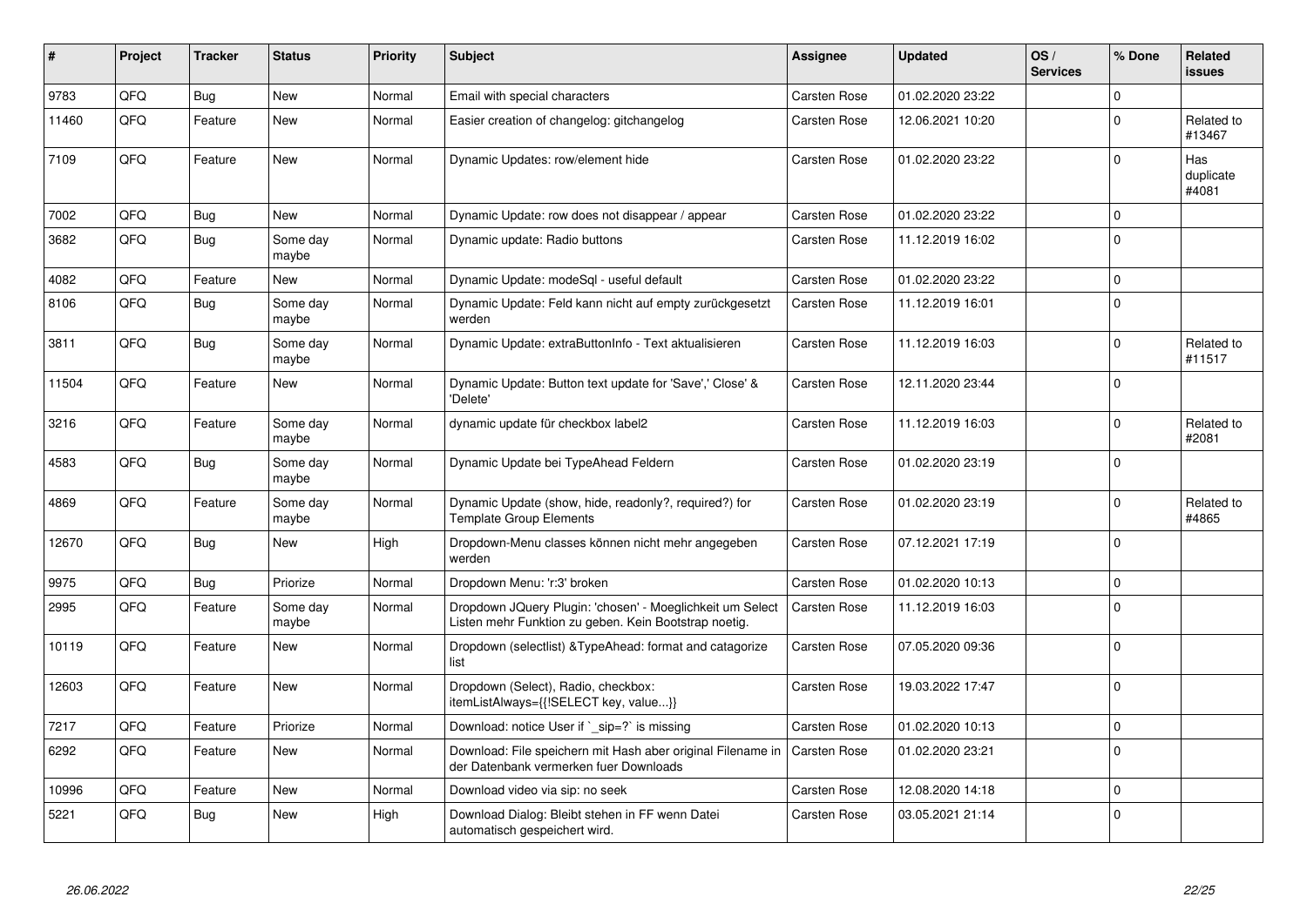| # | Project | Tracker | Status | Priority | Subject | Assignee | Updated | OS / Services | % Done | Related issues |
|---|---|---|---|---|---|---|---|---|---|---|
| 9783 | QFQ | Bug | New | Normal | Email with special characters | Carsten Rose | 01.02.2020 23:22 | | 0 | |
| 11460 | QFQ | Feature | New | Normal | Easier creation of changelog: gitchangelog | Carsten Rose | 12.06.2021 10:20 | | 0 | Related to #13467 |
| 7109 | QFQ | Feature | New | Normal | Dynamic Updates: row/element hide | Carsten Rose | 01.02.2020 23:22 | | 0 | Has duplicate #4081 |
| 7002 | QFQ | Bug | New | Normal | Dynamic Update: row does not disappear / appear | Carsten Rose | 01.02.2020 23:22 | | 0 | |
| 3682 | QFQ | Bug | Some day maybe | Normal | Dynamic update: Radio buttons | Carsten Rose | 11.12.2019 16:02 | | 0 | |
| 4082 | QFQ | Feature | New | Normal | Dynamic Update: modeSql - useful default | Carsten Rose | 01.02.2020 23:22 | | 0 | |
| 8106 | QFQ | Bug | Some day maybe | Normal | Dynamic Update: Feld kann nicht auf empty zurückgesetzt werden | Carsten Rose | 11.12.2019 16:01 | | 0 | |
| 3811 | QFQ | Bug | Some day maybe | Normal | Dynamic Update: extraButtonInfo - Text aktualisieren | Carsten Rose | 11.12.2019 16:03 | | 0 | Related to #11517 |
| 11504 | QFQ | Feature | New | Normal | Dynamic Update: Button text update for 'Save',' Close' & 'Delete' | Carsten Rose | 12.11.2020 23:44 | | 0 | |
| 3216 | QFQ | Feature | Some day maybe | Normal | dynamic update für checkbox label2 | Carsten Rose | 11.12.2019 16:03 | | 0 | Related to #2081 |
| 4583 | QFQ | Bug | Some day maybe | Normal | Dynamic Update bei TypeAhead Feldern | Carsten Rose | 01.02.2020 23:19 | | 0 | |
| 4869 | QFQ | Feature | Some day maybe | Normal | Dynamic Update (show, hide, readonly?, required?) for Template Group Elements | Carsten Rose | 01.02.2020 23:19 | | 0 | Related to #4865 |
| 12670 | QFQ | Bug | New | High | Dropdown-Menu classes können nicht mehr angegeben werden | Carsten Rose | 07.12.2021 17:19 | | 0 | |
| 9975 | QFQ | Bug | Priorize | Normal | Dropdown Menu: 'r:3' broken | Carsten Rose | 01.02.2020 10:13 | | 0 | |
| 2995 | QFQ | Feature | Some day maybe | Normal | Dropdown JQuery Plugin: 'chosen' - Moeglichkeit um Select Listen mehr Funktion zu geben. Kein Bootstrap noetig. | Carsten Rose | 11.12.2019 16:03 | | 0 | |
| 10119 | QFQ | Feature | New | Normal | Dropdown (selectlist) &TypeAhead: format and catagorize list | Carsten Rose | 07.05.2020 09:36 | | 0 | |
| 12603 | QFQ | Feature | New | Normal | Dropdown (Select), Radio, checkbox: itemListAlways={{!SELECT key, value...}} | Carsten Rose | 19.03.2022 17:47 | | 0 | |
| 7217 | QFQ | Feature | Priorize | Normal | Download: notice User if `_sip=?` is missing | Carsten Rose | 01.02.2020 10:13 | | 0 | |
| 6292 | QFQ | Feature | New | Normal | Download: File speichern mit Hash aber original Filename in der Datenbank vermerken fuer Downloads | Carsten Rose | 01.02.2020 23:21 | | 0 | |
| 10996 | QFQ | Feature | New | Normal | Download video via sip: no seek | Carsten Rose | 12.08.2020 14:18 | | 0 | |
| 5221 | QFQ | Bug | New | High | Download Dialog: Bleibt stehen in FF wenn Datei automatisch gespeichert wird. | Carsten Rose | 03.05.2021 21:14 | | 0 | |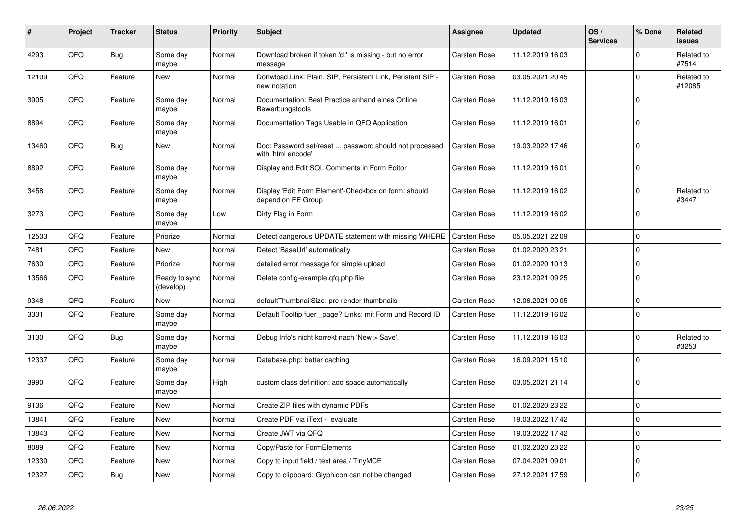| # | Project | Tracker | Status | Priority | Subject | Assignee | Updated | OS / Services | % Done | Related issues |
|---|---|---|---|---|---|---|---|---|---|---|
| 4293 | QFQ | Bug | Some day maybe | Normal | Download broken if token 'd:' is missing - but no error message | Carsten Rose | 11.12.2019 16:03 | | 0 | Related to #7514 |
| 12109 | QFQ | Feature | New | Normal | Donwload Link: Plain, SIP, Persistent Link, Peristent SIP - new notation | Carsten Rose | 03.05.2021 20:45 | | 0 | Related to #12085 |
| 3905 | QFQ | Feature | Some day maybe | Normal | Documentation: Best Practice anhand eines Online Bewerbungstools | Carsten Rose | 11.12.2019 16:03 | | 0 | |
| 8894 | QFQ | Feature | Some day maybe | Normal | Documentation Tags Usable in QFQ Application | Carsten Rose | 11.12.2019 16:01 | | 0 | |
| 13460 | QFQ | Bug | New | Normal | Doc: Password set/reset ... password should not processed with 'html encode' | Carsten Rose | 19.03.2022 17:46 | | 0 | |
| 8892 | QFQ | Feature | Some day maybe | Normal | Display and Edit SQL Comments in Form Editor | Carsten Rose | 11.12.2019 16:01 | | 0 | |
| 3458 | QFQ | Feature | Some day maybe | Normal | Display 'Edit Form Element'-Checkbox on form: should depend on FE Group | Carsten Rose | 11.12.2019 16:02 | | 0 | Related to #3447 |
| 3273 | QFQ | Feature | Some day maybe | Low | Dirty Flag in Form | Carsten Rose | 11.12.2019 16:02 | | 0 | |
| 12503 | QFQ | Feature | Priorize | Normal | Detect dangerous UPDATE statement with missing WHERE | Carsten Rose | 05.05.2021 22:09 | | 0 | |
| 7481 | QFQ | Feature | New | Normal | Detect 'BaseUrl' automatically | Carsten Rose | 01.02.2020 23:21 | | 0 | |
| 7630 | QFQ | Feature | Priorize | Normal | detailed error message for simple upload | Carsten Rose | 01.02.2020 10:13 | | 0 | |
| 13566 | QFQ | Feature | Ready to sync (develop) | Normal | Delete config-example.qfq.php file | Carsten Rose | 23.12.2021 09:25 | | 0 | |
| 9348 | QFQ | Feature | New | Normal | defaultThumbnailSize: pre render thumbnails | Carsten Rose | 12.06.2021 09:05 | | 0 | |
| 3331 | QFQ | Feature | Some day maybe | Normal | Default Tooltip fuer _page? Links: mit Form und Record ID | Carsten Rose | 11.12.2019 16:02 | | 0 | |
| 3130 | QFQ | Bug | Some day maybe | Normal | Debug Info's nicht korrekt nach 'New > Save'. | Carsten Rose | 11.12.2019 16:03 | | 0 | Related to #3253 |
| 12337 | QFQ | Feature | Some day maybe | Normal | Database.php: better caching | Carsten Rose | 16.09.2021 15:10 | | 0 | |
| 3990 | QFQ | Feature | Some day maybe | High | custom class definition: add space automatically | Carsten Rose | 03.05.2021 21:14 | | 0 | |
| 9136 | QFQ | Feature | New | Normal | Create ZIP files with dynamic PDFs | Carsten Rose | 01.02.2020 23:22 | | 0 | |
| 13841 | QFQ | Feature | New | Normal | Create PDF via iText - evaluate | Carsten Rose | 19.03.2022 17:42 | | 0 | |
| 13843 | QFQ | Feature | New | Normal | Create JWT via QFQ | Carsten Rose | 19.03.2022 17:42 | | 0 | |
| 8089 | QFQ | Feature | New | Normal | Copy/Paste for FormElements | Carsten Rose | 01.02.2020 23:22 | | 0 | |
| 12330 | QFQ | Feature | New | Normal | Copy to input field / text area / TinyMCE | Carsten Rose | 07.04.2021 09:01 | | 0 | |
| 12327 | QFQ | Bug | New | Normal | Copy to clipboard: Glyphicon can not be changed | Carsten Rose | 27.12.2021 17:59 | | 0 | |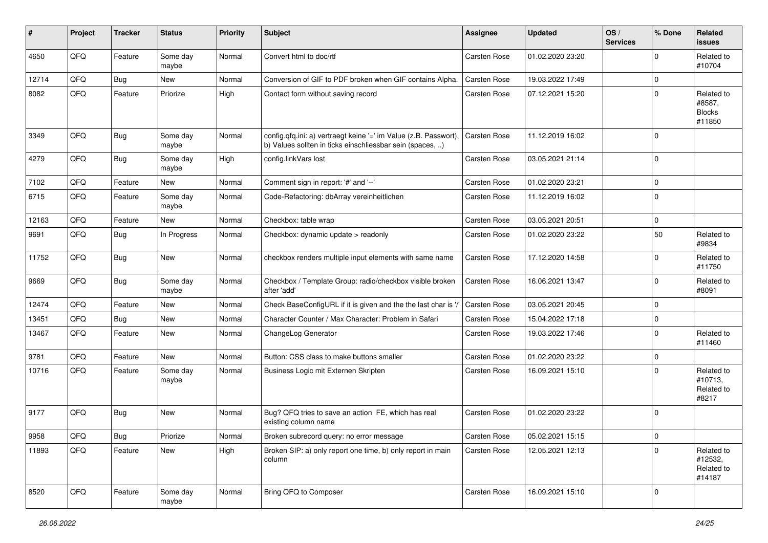| # | Project | Tracker | Status | Priority | Subject | Assignee | Updated | OS / Services | % Done | Related issues |
|---|---|---|---|---|---|---|---|---|---|---|
| 4650 | QFQ | Feature | Some day maybe | Normal | Convert html to doc/rtf | Carsten Rose | 01.02.2020 23:20 | | 0 | Related to #10704 |
| 12714 | QFQ | Bug | New | Normal | Conversion of GIF to PDF broken when GIF contains Alpha. | Carsten Rose | 19.03.2022 17:49 | | 0 | |
| 8082 | QFQ | Feature | Priorize | High | Contact form without saving record | Carsten Rose | 07.12.2021 15:20 | | 0 | Related to #8587, Blocks #11850 |
| 3349 | QFQ | Bug | Some day maybe | Normal | config.qfq.ini: a) vertraegt keine '=' im Value (z.B. Passwort), b) Values sollten in ticks einschliessbar sein (spaces, ..) | Carsten Rose | 11.12.2019 16:02 | | 0 | |
| 4279 | QFQ | Bug | Some day maybe | High | config.linkVars lost | Carsten Rose | 03.05.2021 21:14 | | 0 | |
| 7102 | QFQ | Feature | New | Normal | Comment sign in report: '#' and '--' | Carsten Rose | 01.02.2020 23:21 | | 0 | |
| 6715 | QFQ | Feature | Some day maybe | Normal | Code-Refactoring: dbArray vereinheitlichen | Carsten Rose | 11.12.2019 16:02 | | 0 | |
| 12163 | QFQ | Feature | New | Normal | Checkbox: table wrap | Carsten Rose | 03.05.2021 20:51 | | 0 | |
| 9691 | QFQ | Bug | In Progress | Normal | Checkbox: dynamic update > readonly | Carsten Rose | 01.02.2020 23:22 | | 50 | Related to #9834 |
| 11752 | QFQ | Bug | New | Normal | checkbox renders multiple input elements with same name | Carsten Rose | 17.12.2020 14:58 | | 0 | Related to #11750 |
| 9669 | QFQ | Bug | Some day maybe | Normal | Checkbox / Template Group: radio/checkbox visible broken after 'add' | Carsten Rose | 16.06.2021 13:47 | | 0 | Related to #8091 |
| 12474 | QFQ | Feature | New | Normal | Check BaseConfigURL if it is given and the the last char is '/' | Carsten Rose | 03.05.2021 20:45 | | 0 | |
| 13451 | QFQ | Bug | New | Normal | Character Counter / Max Character: Problem in Safari | Carsten Rose | 15.04.2022 17:18 | | 0 | |
| 13467 | QFQ | Feature | New | Normal | ChangeLog Generator | Carsten Rose | 19.03.2022 17:46 | | 0 | Related to #11460 |
| 9781 | QFQ | Feature | New | Normal | Button: CSS class to make buttons smaller | Carsten Rose | 01.02.2020 23:22 | | 0 | |
| 10716 | QFQ | Feature | Some day maybe | Normal | Business Logic mit Externen Skripten | Carsten Rose | 16.09.2021 15:10 | | 0 | Related to #10713, Related to #8217 |
| 9177 | QFQ | Bug | New | Normal | Bug? QFQ tries to save an action FE, which has real existing column name | Carsten Rose | 01.02.2020 23:22 | | 0 | |
| 9958 | QFQ | Bug | Priorize | Normal | Broken subrecord query: no error message | Carsten Rose | 05.02.2021 15:15 | | 0 | |
| 11893 | QFQ | Feature | New | High | Broken SIP: a) only report one time, b) only report in main column | Carsten Rose | 12.05.2021 12:13 | | 0 | Related to #12532, Related to #14187 |
| 8520 | QFQ | Feature | Some day maybe | Normal | Bring QFQ to Composer | Carsten Rose | 16.09.2021 15:10 | | 0 | |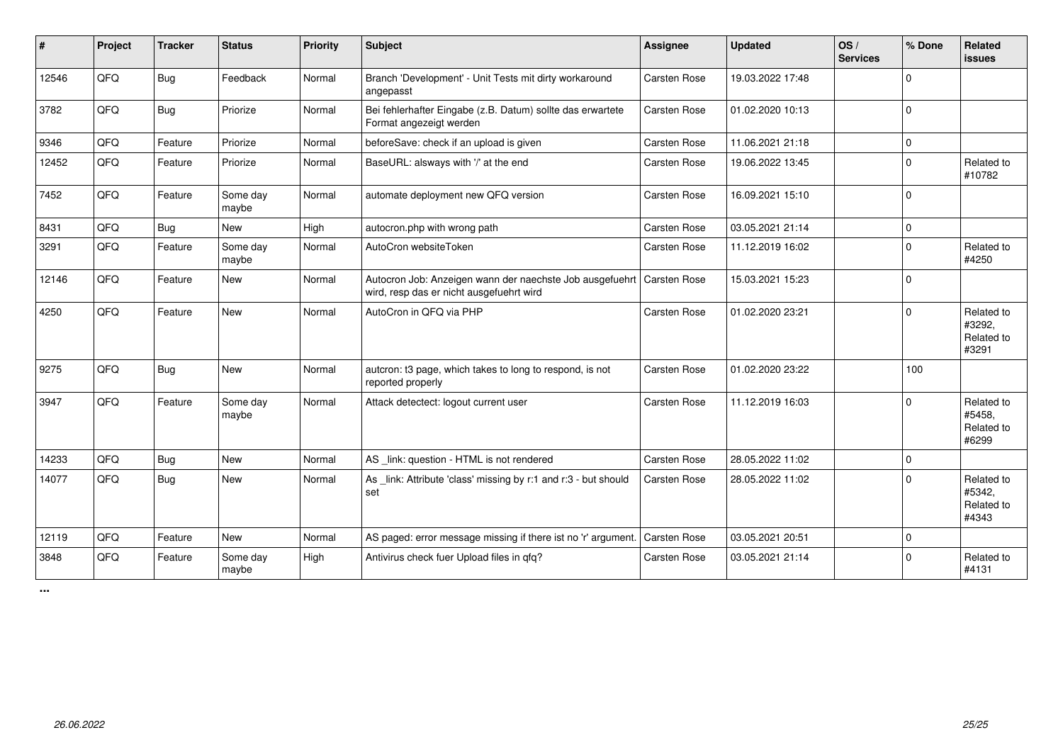| # | Project | Tracker | Status | Priority | Subject | Assignee | Updated | OS / Services | % Done | Related issues |
|---|---|---|---|---|---|---|---|---|---|---|
| 12546 | QFQ | Bug | Feedback | Normal | Branch 'Development' - Unit Tests mit dirty workaround angepasst | Carsten Rose | 19.03.2022 17:48 | | 0 | |
| 3782 | QFQ | Bug | Priorize | Normal | Bei fehlerhafter Eingabe (z.B. Datum) sollte das erwartete Format angezeigt werden | Carsten Rose | 01.02.2020 10:13 | | 0 | |
| 9346 | QFQ | Feature | Priorize | Normal | beforeSave: check if an upload is given | Carsten Rose | 11.06.2021 21:18 | | 0 | |
| 12452 | QFQ | Feature | Priorize | Normal | BaseURL: alsways with '/' at the end | Carsten Rose | 19.06.2022 13:45 | | 0 | Related to #10782 |
| 7452 | QFQ | Feature | Some day maybe | Normal | automate deployment new QFQ version | Carsten Rose | 16.09.2021 15:10 | | 0 | |
| 8431 | QFQ | Bug | New | High | autocron.php with wrong path | Carsten Rose | 03.05.2021 21:14 | | 0 | |
| 3291 | QFQ | Feature | Some day maybe | Normal | AutoCron websiteToken | Carsten Rose | 11.12.2019 16:02 | | 0 | Related to #4250 |
| 12146 | QFQ | Feature | New | Normal | Autocron Job: Anzeigen wann der naechste Job ausgefuehrt wird, resp das er nicht ausgefuehrt wird | Carsten Rose | 15.03.2021 15:23 | | 0 | |
| 4250 | QFQ | Feature | New | Normal | AutoCron in QFQ via PHP | Carsten Rose | 01.02.2020 23:21 | | 0 | Related to #3292, Related to #3291 |
| 9275 | QFQ | Bug | New | Normal | autcron: t3 page, which takes to long to respond, is not reported properly | Carsten Rose | 01.02.2020 23:22 | | 100 | |
| 3947 | QFQ | Feature | Some day maybe | Normal | Attack detectect: logout current user | Carsten Rose | 11.12.2019 16:03 | | 0 | Related to #5458, Related to #6299 |
| 14233 | QFQ | Bug | New | Normal | AS _link: question - HTML is not rendered | Carsten Rose | 28.05.2022 11:02 | | 0 | |
| 14077 | QFQ | Bug | New | Normal | As _link: Attribute 'class' missing by r:1 and r:3 - but should set | Carsten Rose | 28.05.2022 11:02 | | 0 | Related to #5342, Related to #4343 |
| 12119 | QFQ | Feature | New | Normal | AS paged: error message missing if there ist no 'r' argument. | Carsten Rose | 03.05.2021 20:51 | | 0 | |
| 3848 | QFQ | Feature | Some day maybe | High | Antivirus check fuer Upload files in qfq? | Carsten Rose | 03.05.2021 21:14 | | 0 | Related to #4131 |

...